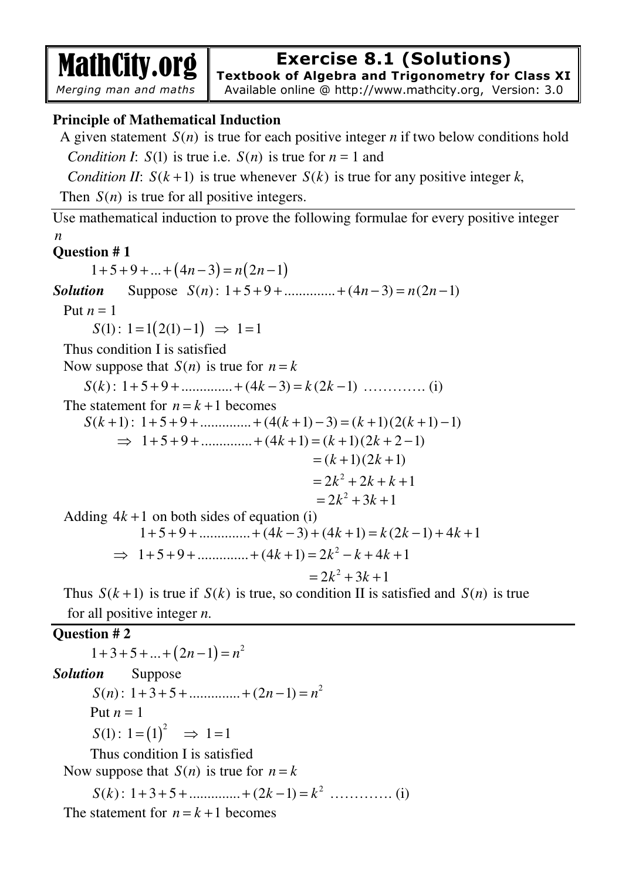# MathCity.org
*Merging man and maths*

## Exercise 8.1 (Solutions)
**Textbook of Algebra and Trigonometry for Class XI**
Available online @ http://www.mathcity.org, Version: 3.0

**Principle of Mathematical Induction**

A given statement $S(n)$ is true for each positive integer $n$ if two below conditions hold

*Condition I*: $S(1)$ is true i.e. $S(n)$ is true for $n = 1$ and

*Condition II*: $S(k+1)$ is true whenever $S(k)$ is true for any positive integer $k$,

Then $S(n)$ is true for all positive integers.

---

Use mathematical induction to prove the following formulae for every positive integer $n$

**Question # 1**

$$1+5+9+...+(4n-3)=n(2n-1)$$

***Solution*** Suppose $S(n):\ 1+5+9+.............+(4n-3)=n(2n-1)$

Put $n = 1$

$$S(1):\ 1=1(2(1)-1) \ \Rightarrow\ 1=1$$

Thus condition I is satisfied

Now suppose that $S(n)$ is true for $n=k$

$$S(k):\ 1+5+9+.............+(4k-3)=k(2k-1) \ \ldots\ldots\ldots\ldots \text{(i)}$$

The statement for $n=k+1$ becomes

$$S(k+1):\ 1+5+9+.............+(4(k+1)-3)=(k+1)(2(k+1)-1)$$

$$\Rightarrow\ 1+5+9+.............+(4k+1)=(k+1)(2k+2-1)$$

$$=(k+1)(2k+1)$$

$$=2k^2+2k+k+1$$

$$=2k^2+3k+1$$

Adding $4k+1$ on both sides of equation (i)

$$1+5+9+.............+(4k-3)+(4k+1)=k(2k-1)+4k+1$$

$$\Rightarrow\ 1+5+9+.............+(4k+1)=2k^2-k+4k+1$$

$$=2k^2+3k+1$$

Thus $S(k+1)$ is true if $S(k)$ is true, so condition II is satisfied and $S(n)$ is true for all positive integer $n$.

---

**Question # 2**

$$1+3+5+...+(2n-1)=n^2$$

***Solution*** Suppose

$$S(n):\ 1+3+5+.............+(2n-1)=n^2$$

Put $n = 1$

$$S(1):\ 1=(1)^2 \ \Rightarrow\ 1=1$$

Thus condition I is satisfied

Now suppose that $S(n)$ is true for $n=k$

$$S(k):\ 1+3+5+.............+(2k-1)=k^2 \ \ldots\ldots\ldots\ldots \text{(i)}$$

The statement for $n=k+1$ becomes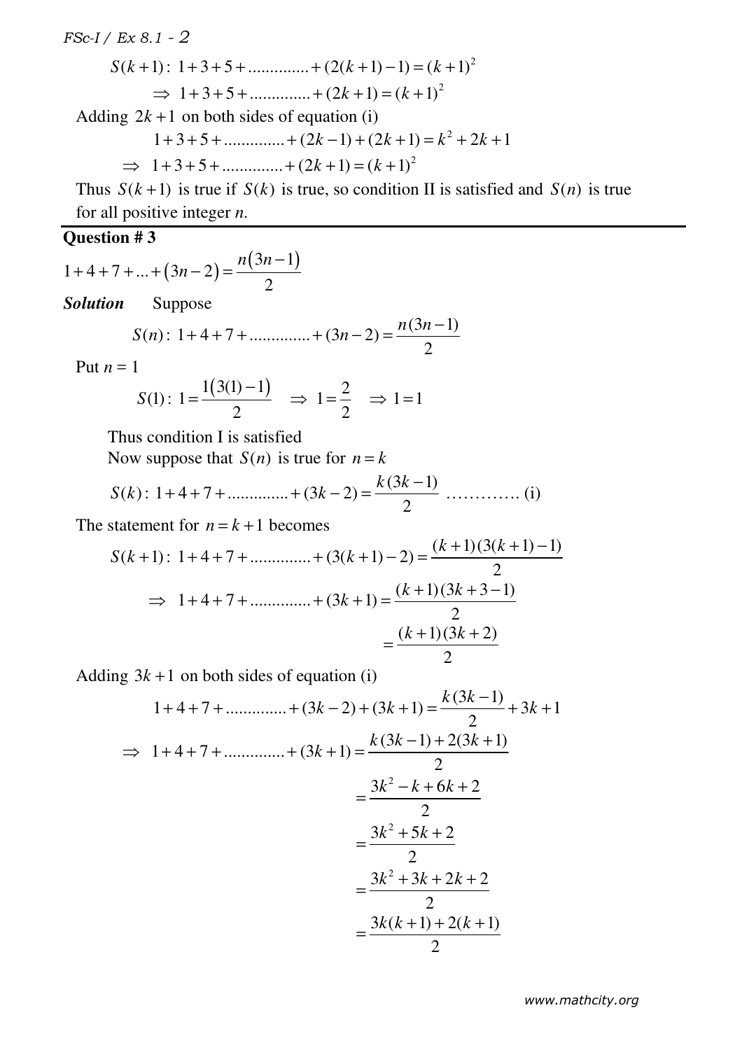$$S(k+1):\ 1+3+5+\text{.............}+(2(k+1)-1)=(k+1)^2$$

$$\Rightarrow\ 1+3+5+\text{.............}+(2k+1)=(k+1)^2$$

Adding $2k+1$ on both sides of equation (i)

$$1+3+5+\text{.............}+(2k-1)+(2k+1)=k^2+2k+1$$

$$\Rightarrow\ 1+3+5+\text{.............}+(2k+1)=(k+1)^2$$

Thus $S(k+1)$ is true if $S(k)$ is true, so condition II is satisfied and $S(n)$ is true for all positive integer *n*.

---

**Question # 3**

$$1+4+7+...+(3n-2)=\frac{n(3n-1)}{2}$$

***Solution*** Suppose

$$S(n):\ 1+4+7+\text{.............}+(3n-2)=\frac{n(3n-1)}{2}$$

Put $n = 1$

$$S(1):\ 1=\frac{1(3(1)-1)}{2}\quad\Rightarrow\ 1=\frac{2}{2}\quad\Rightarrow 1=1$$

Thus condition I is satisfied

Now suppose that $S(n)$ is true for $n=k$

$$S(k):\ 1+4+7+\text{.............}+(3k-2)=\frac{k(3k-1)}{2}\ \text{............. (i)}$$

The statement for $n=k+1$ becomes

$$S(k+1):\ 1+4+7+\text{.............}+(3(k+1)-2)=\frac{(k+1)(3(k+1)-1)}{2}$$

$$\Rightarrow\ 1+4+7+\text{.............}+(3k+1)=\frac{(k+1)(3k+3-1)}{2}$$

$$=\frac{(k+1)(3k+2)}{2}$$

Adding $3k+1$ on both sides of equation (i)

$$1+4+7+\text{.............}+(3k-2)+(3k+1)=\frac{k(3k-1)}{2}+3k+1$$

$$\Rightarrow\ 1+4+7+\text{.............}+(3k+1)=\frac{k(3k-1)+2(3k+1)}{2}$$

$$=\frac{3k^2-k+6k+2}{2}$$

$$=\frac{3k^2+5k+2}{2}$$

$$=\frac{3k^2+3k+2k+2}{2}$$

$$=\frac{3k(k+1)+2(k+1)}{2}$$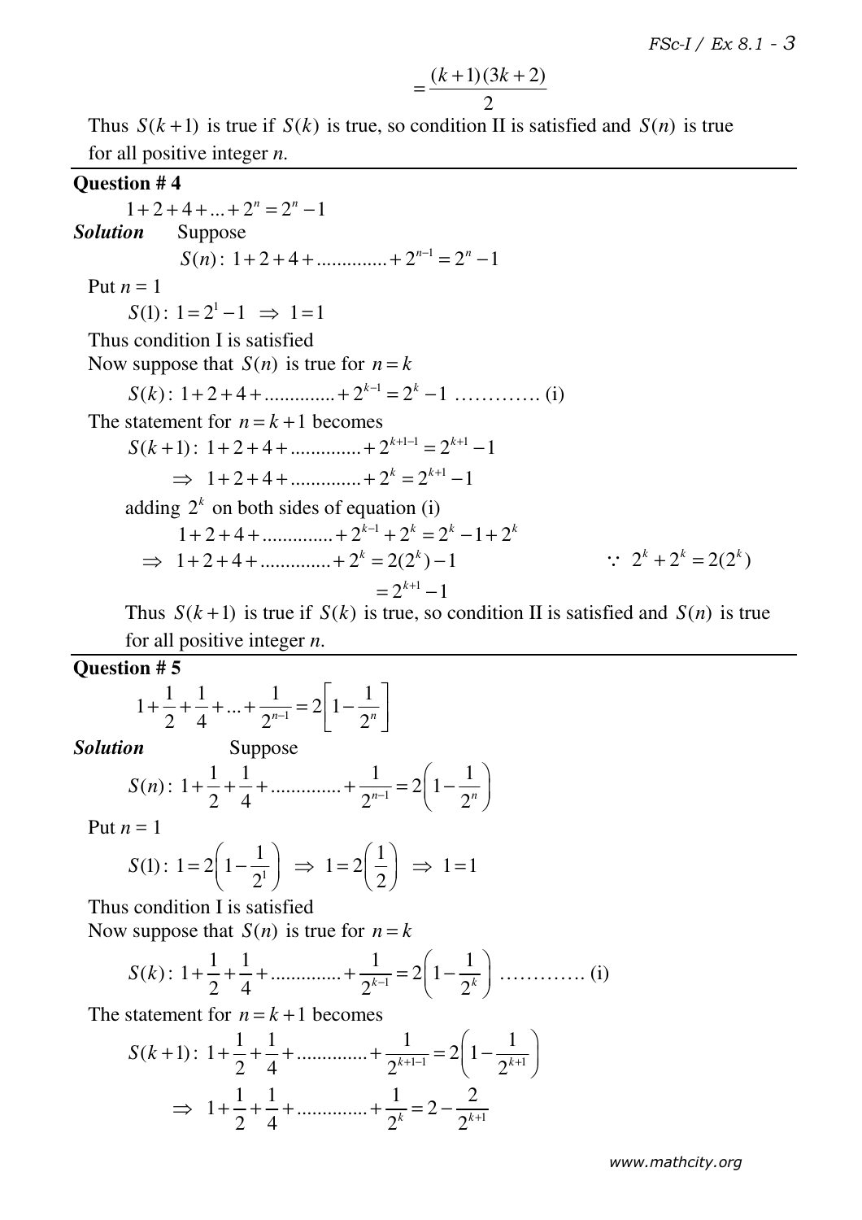$$= \frac{(k+1)(3k+2)}{2}$$

Thus $S(k+1)$ is true if $S(k)$ is true, so condition II is satisfied and $S(n)$ is true for all positive integer $n$.

---

**Question # 4**

$$1+2+4+...+2^n = 2^n - 1$$

***Solution*** Suppose

$$S(n):\ 1+2+4+.............+2^{n-1} = 2^n - 1$$

Put $n = 1$

$$S(1):\ 1 = 2^1 - 1 \ \Rightarrow\ 1 = 1$$

Thus condition I is satisfied

Now suppose that $S(n)$ is true for $n = k$

$$S(k):\ 1+2+4+.............+2^{k-1} = 2^k - 1 \ \ ………….\ \text{(i)}$$

The statement for $n = k+1$ becomes

$$S(k+1):\ 1+2+4+.............+2^{k+1-1} = 2^{k+1} - 1$$

$$\Rightarrow\ 1+2+4+.............+2^k = 2^{k+1} - 1$$

adding $2^k$ on both sides of equation (i)

$$1+2+4+.............+2^{k-1}+2^k = 2^k - 1 + 2^k$$

$$\Rightarrow\ 1+2+4+.............+2^k = 2(2^k) - 1 \qquad \because\ 2^k + 2^k = 2(2^k)$$

$$= 2^{k+1} - 1$$

Thus $S(k+1)$ is true if $S(k)$ is true, so condition II is satisfied and $S(n)$ is true for all positive integer $n$.

---

**Question # 5**

$$1+\frac{1}{2}+\frac{1}{4}+...+\frac{1}{2^{n-1}} = 2\left[1-\frac{1}{2^n}\right]$$

***Solution*** Suppose

$$S(n):\ 1+\frac{1}{2}+\frac{1}{4}+.............+\frac{1}{2^{n-1}} = 2\left(1-\frac{1}{2^n}\right)$$

Put $n = 1$

$$S(1):\ 1 = 2\left(1-\frac{1}{2^1}\right) \ \Rightarrow\ 1 = 2\left(\frac{1}{2}\right) \ \Rightarrow\ 1 = 1$$

Thus condition I is satisfied

Now suppose that $S(n)$ is true for $n = k$

$$S(k):\ 1+\frac{1}{2}+\frac{1}{4}+.............+\frac{1}{2^{k-1}} = 2\left(1-\frac{1}{2^k}\right) \ \ ………….\ \text{(i)}$$

The statement for $n = k+1$ becomes

$$S(k+1):\ 1+\frac{1}{2}+\frac{1}{4}+.............+\frac{1}{2^{k+1-1}} = 2\left(1-\frac{1}{2^{k+1}}\right)$$

$$\Rightarrow\ 1+\frac{1}{2}+\frac{1}{4}+.............+\frac{1}{2^k} = 2 - \frac{2}{2^{k+1}}$$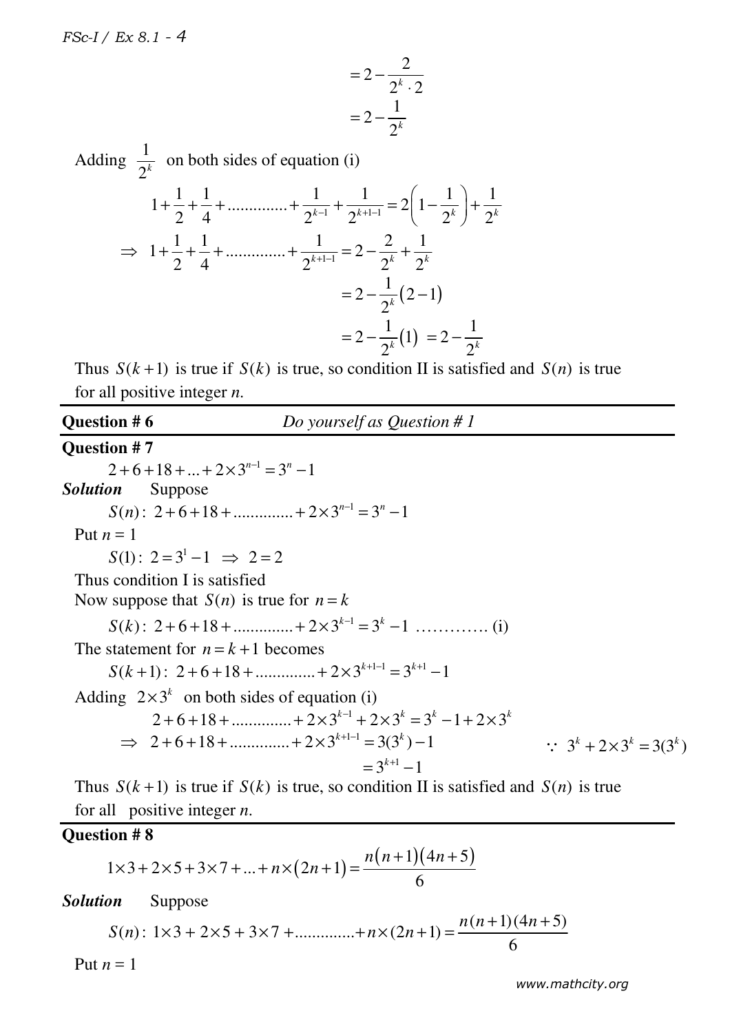$$= 2 - \frac{2}{2^k \cdot 2}$$
$$= 2 - \frac{1}{2^k}$$

Adding $\frac{1}{2^k}$ on both sides of equation (i)

$$1 + \frac{1}{2} + \frac{1}{4} + \ldots\ldots\ldots\ldots + \frac{1}{2^{k-1}} + \frac{1}{2^{k+1-1}} = 2\left(1 - \frac{1}{2^k}\right) + \frac{1}{2^k}$$

$$\Rightarrow\ 1 + \frac{1}{2} + \frac{1}{4} + \ldots\ldots\ldots\ldots + \frac{1}{2^{k+1-1}} = 2 - \frac{2}{2^k} + \frac{1}{2^k}$$
$$= 2 - \frac{1}{2^k}(2-1)$$
$$= 2 - \frac{1}{2^k}(1)\ = 2 - \frac{1}{2^k}$$

Thus $S(k+1)$ is true if $S(k)$ is true, so condition II is satisfied and $S(n)$ is true for all positive integer $n$.

---

**Question # 6** *Do yourself as Question # 1*

---

**Question # 7**

$$2 + 6 + 18 + \ldots + 2\times 3^{n-1} = 3^n - 1$$

***Solution*** Suppose

$$S(n):\ 2 + 6 + 18 + \ldots\ldots\ldots\ldots + 2\times 3^{n-1} = 3^n - 1$$

Put $n = 1$

$$S(1):\ 2 = 3^1 - 1\ \Rightarrow\ 2 = 2$$

Thus condition I is satisfied

Now suppose that $S(n)$ is true for $n = k$

$$S(k):\ 2 + 6 + 18 + \ldots\ldots\ldots\ldots + 2\times 3^{k-1} = 3^k - 1 \ \ldots\ldots\ldots\ldots \text{(i)}$$

The statement for $n = k+1$ becomes

$$S(k+1):\ 2 + 6 + 18 + \ldots\ldots\ldots\ldots + 2\times 3^{k+1-1} = 3^{k+1} - 1$$

Adding $2\times 3^k$ on both sides of equation (i)

$$2 + 6 + 18 + \ldots\ldots\ldots\ldots + 2\times 3^{k-1} + 2\times 3^k = 3^k - 1 + 2\times 3^k$$

$$\Rightarrow\ 2 + 6 + 18 + \ldots\ldots\ldots\ldots + 2\times 3^{k+1-1} = 3(3^k) - 1 \qquad \because\ 3^k + 2\times 3^k = 3(3^k)$$
$$= 3^{k+1} - 1$$

Thus $S(k+1)$ is true if $S(k)$ is true, so condition II is satisfied and $S(n)$ is true for all positive integer $n$.

---

**Question # 8**

$$1\times 3 + 2\times 5 + 3\times 7 + \ldots + n\times(2n+1) = \frac{n(n+1)(4n+5)}{6}$$

***Solution*** Suppose

$$S(n):\ 1\times 3 + 2\times 5 + 3\times 7 + \ldots\ldots\ldots\ldots + n\times(2n+1) = \frac{n(n+1)(4n+5)}{6}$$

Put $n = 1$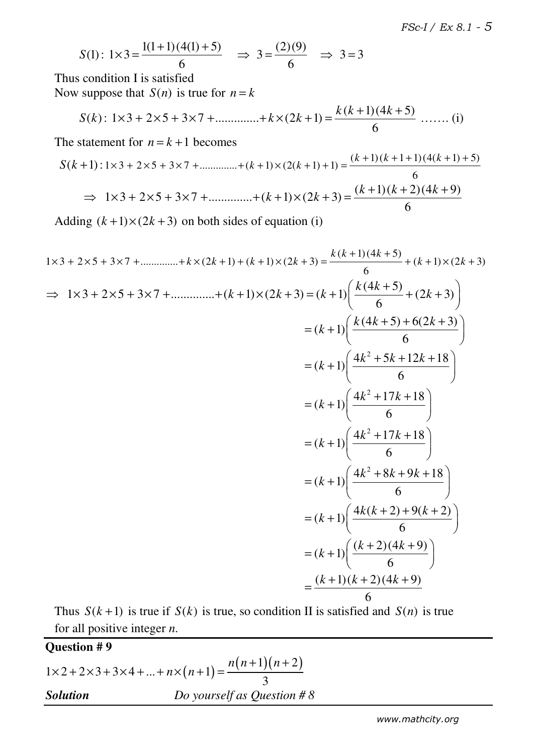$$S(1):\ 1\times 3=\frac{1(1+1)(4(1)+5)}{6}\quad \Rightarrow\ 3=\frac{(2)(9)}{6}\quad \Rightarrow\ 3=3$$

Thus condition I is satisfied

Now suppose that $S(n)$ is true for $n=k$

$$S(k):\ 1\times 3+2\times 5+3\times 7+.............+k\times(2k+1)=\frac{k(k+1)(4k+5)}{6}\ \ldots\ldots\ \text{(i)}$$

The statement for $n=k+1$ becomes

$$S(k+1):1\times 3+2\times 5+3\times 7+.............+(k+1)\times(2(k+1)+1)=\frac{(k+1)(k+1+1)(4(k+1)+5)}{6}$$

$$\Rightarrow\ 1\times 3+2\times 5+3\times 7+.............+(k+1)\times(2k+3)=\frac{(k+1)(k+2)(4k+9)}{6}$$

Adding $(k+1)\times(2k+3)$ on both sides of equation (i)

$$1\times 3+2\times 5+3\times 7+.............+k\times(2k+1)+(k+1)\times(2k+3)=\frac{k(k+1)(4k+5)}{6}+(k+1)\times(2k+3)$$

$$\begin{aligned}
\Rightarrow\ 1\times 3+2\times 5+3\times 7+.............+(k+1)\times(2k+3) &=(k+1)\left(\frac{k(4k+5)}{6}+(2k+3)\right)\\
&=(k+1)\left(\frac{k(4k+5)+6(2k+3)}{6}\right)\\
&=(k+1)\left(\frac{4k^2+5k+12k+18}{6}\right)\\
&=(k+1)\left(\frac{4k^2+17k+18}{6}\right)\\
&=(k+1)\left(\frac{4k^2+17k+18}{6}\right)\\
&=(k+1)\left(\frac{4k^2+8k+9k+18}{6}\right)\\
&=(k+1)\left(\frac{4k(k+2)+9(k+2)}{6}\right)\\
&=(k+1)\left(\frac{(k+2)(4k+9)}{6}\right)\\
&=\frac{(k+1)(k+2)(4k+9)}{6}
\end{aligned}$$

Thus $S(k+1)$ is true if $S(k)$ is true, so condition II is satisfied and $S(n)$ is true for all positive integer $n$.

---

**Question # 9**

$$1\times 2+2\times 3+3\times 4+...+n\times(n+1)=\frac{n(n+1)(n+2)}{3}$$

***Solution*** *Do yourself as Question # 8*

---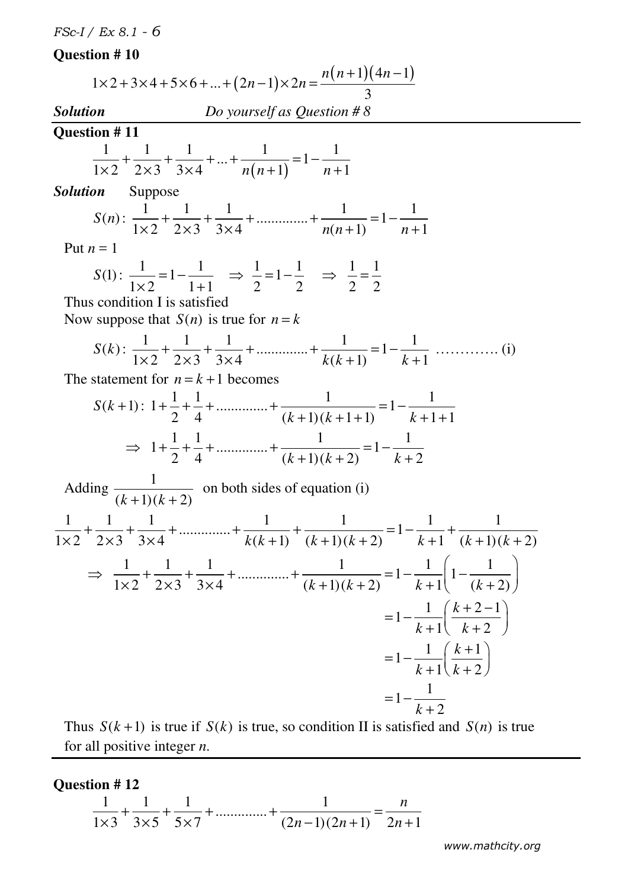**Question # 10**

$$1\times 2+3\times 4+5\times 6+...+(2n-1)\times 2n=\frac{n(n+1)(4n-1)}{3}$$

***Solution*** *Do yourself as Question # 8*

---

**Question # 11**

$$\frac{1}{1\times 2}+\frac{1}{2\times 3}+\frac{1}{3\times 4}+...+\frac{1}{n(n+1)}=1-\frac{1}{n+1}$$

***Solution*** Suppose

$$S(n):\ \frac{1}{1\times 2}+\frac{1}{2\times 3}+\frac{1}{3\times 4}+.............+\frac{1}{n(n+1)}=1-\frac{1}{n+1}$$

Put $n = 1$

$$S(1):\ \frac{1}{1\times 2}=1-\frac{1}{1+1}\quad\Rightarrow\ \frac{1}{2}=1-\frac{1}{2}\quad\Rightarrow\ \frac{1}{2}=\frac{1}{2}$$

Thus condition I is satisfied

Now suppose that $S(n)$ is true for $n=k$

$$S(k):\ \frac{1}{1\times 2}+\frac{1}{2\times 3}+\frac{1}{3\times 4}+.............+\frac{1}{k(k+1)}=1-\frac{1}{k+1}\ \ ............\ \text{(i)}$$

The statement for $n=k+1$ becomes

$$S(k+1):\ 1+\frac{1}{2}+\frac{1}{4}+.............+\frac{1}{(k+1)(k+1+1)}=1-\frac{1}{k+1+1}$$

$$\Rightarrow\ 1+\frac{1}{2}+\frac{1}{4}+.............+\frac{1}{(k+1)(k+2)}=1-\frac{1}{k+2}$$

Adding $\dfrac{1}{(k+1)(k+2)}$ on both sides of equation (i)

$$\frac{1}{1\times 2}+\frac{1}{2\times 3}+\frac{1}{3\times 4}+.............+\frac{1}{k(k+1)}+\frac{1}{(k+1)(k+2)}=1-\frac{1}{k+1}+\frac{1}{(k+1)(k+2)}$$

$$\Rightarrow\ \frac{1}{1\times 2}+\frac{1}{2\times 3}+\frac{1}{3\times 4}+.............+\frac{1}{(k+1)(k+2)}=1-\frac{1}{k+1}\left(1-\frac{1}{(k+2)}\right)$$

$$=1-\frac{1}{k+1}\left(\frac{k+2-1}{k+2}\right)$$

$$=1-\frac{1}{k+1}\left(\frac{k+1}{k+2}\right)$$

$$=1-\frac{1}{k+2}$$

Thus $S(k+1)$ is true if $S(k)$ is true, so condition II is satisfied and $S(n)$ is true for all positive integer *n*.

---

**Question # 12**

$$\frac{1}{1\times 3}+\frac{1}{3\times 5}+\frac{1}{5\times 7}+.............+\frac{1}{(2n-1)(2n+1)}=\frac{n}{2n+1}$$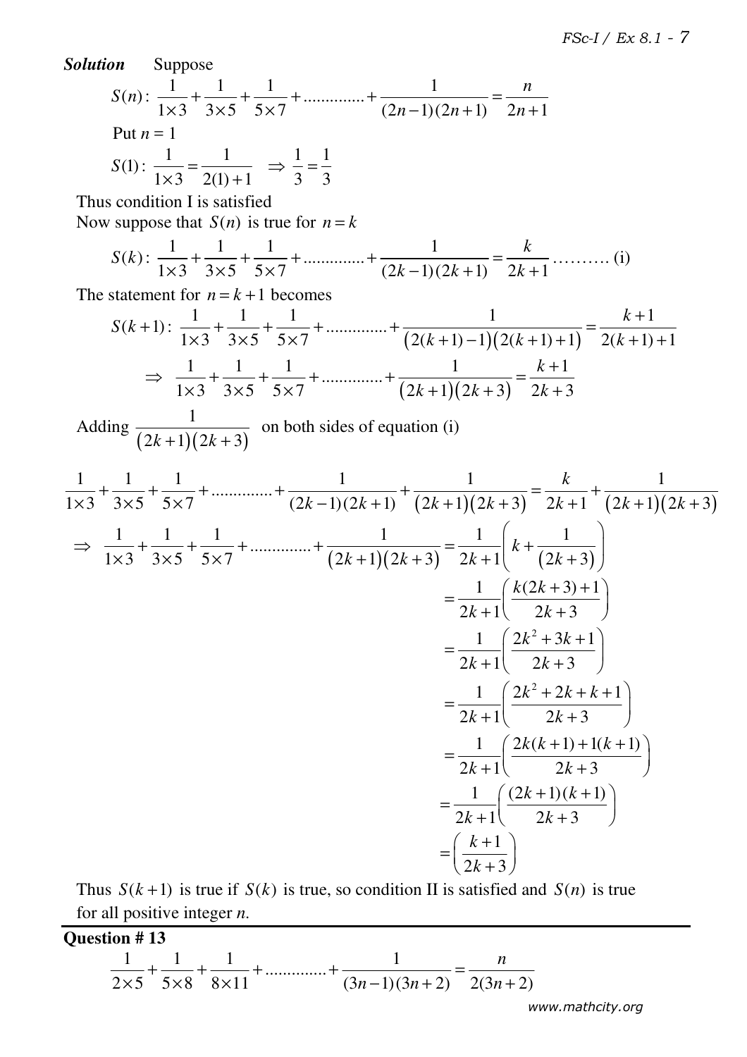***Solution*** Suppose

$$S(n):\ \frac{1}{1\times 3}+\frac{1}{3\times 5}+\frac{1}{5\times 7}+.............+\frac{1}{(2n-1)(2n+1)}=\frac{n}{2n+1}$$

Put $n = 1$

$$S(1):\ \frac{1}{1\times 3}=\frac{1}{2(1)+1}\quad \Rightarrow \frac{1}{3}=\frac{1}{3}$$

Thus condition I is satisfied

Now suppose that $S(n)$ is true for $n=k$

$$S(k):\ \frac{1}{1\times 3}+\frac{1}{3\times 5}+\frac{1}{5\times 7}+.............+\frac{1}{(2k-1)(2k+1)}=\frac{k}{2k+1}\ ..........\ \text{(i)}$$

The statement for $n=k+1$ becomes

$$S(k+1):\ \frac{1}{1\times 3}+\frac{1}{3\times 5}+\frac{1}{5\times 7}+.............+\frac{1}{\big(2(k+1)-1\big)\big(2(k+1)+1\big)}=\frac{k+1}{2(k+1)+1}$$

$$\Rightarrow\ \frac{1}{1\times 3}+\frac{1}{3\times 5}+\frac{1}{5\times 7}+.............+\frac{1}{\big(2k+1\big)\big(2k+3\big)}=\frac{k+1}{2k+3}$$

Adding $\dfrac{1}{\big(2k+1\big)\big(2k+3\big)}$ on both sides of equation (i)

$$\frac{1}{1\times 3}+\frac{1}{3\times 5}+\frac{1}{5\times 7}+.............+\frac{1}{(2k-1)(2k+1)}+\frac{1}{\big(2k+1\big)\big(2k+3\big)}=\frac{k}{2k+1}+\frac{1}{\big(2k+1\big)\big(2k+3\big)}$$

$$\Rightarrow\ \frac{1}{1\times 3}+\frac{1}{3\times 5}+\frac{1}{5\times 7}+.............+\frac{1}{\big(2k+1\big)\big(2k+3\big)}=\frac{1}{2k+1}\left(k+\frac{1}{\big(2k+3\big)}\right)$$

$$=\frac{1}{2k+1}\left(\frac{k(2k+3)+1}{2k+3}\right)$$

$$=\frac{1}{2k+1}\left(\frac{2k^2+3k+1}{2k+3}\right)$$

$$=\frac{1}{2k+1}\left(\frac{2k^2+2k+k+1}{2k+3}\right)$$

$$=\frac{1}{2k+1}\left(\frac{2k(k+1)+1(k+1)}{2k+3}\right)$$

$$=\frac{1}{2k+1}\left(\frac{(2k+1)(k+1)}{2k+3}\right)$$

$$=\left(\frac{k+1}{2k+3}\right)$$

Thus $S(k+1)$ is true if $S(k)$ is true, so condition II is satisfied and $S(n)$ is true for all positive integer $n$.

---

**Question # 13**

$$\frac{1}{2\times 5}+\frac{1}{5\times 8}+\frac{1}{8\times 11}+.............+\frac{1}{(3n-1)(3n+2)}=\frac{n}{2(3n+2)}$$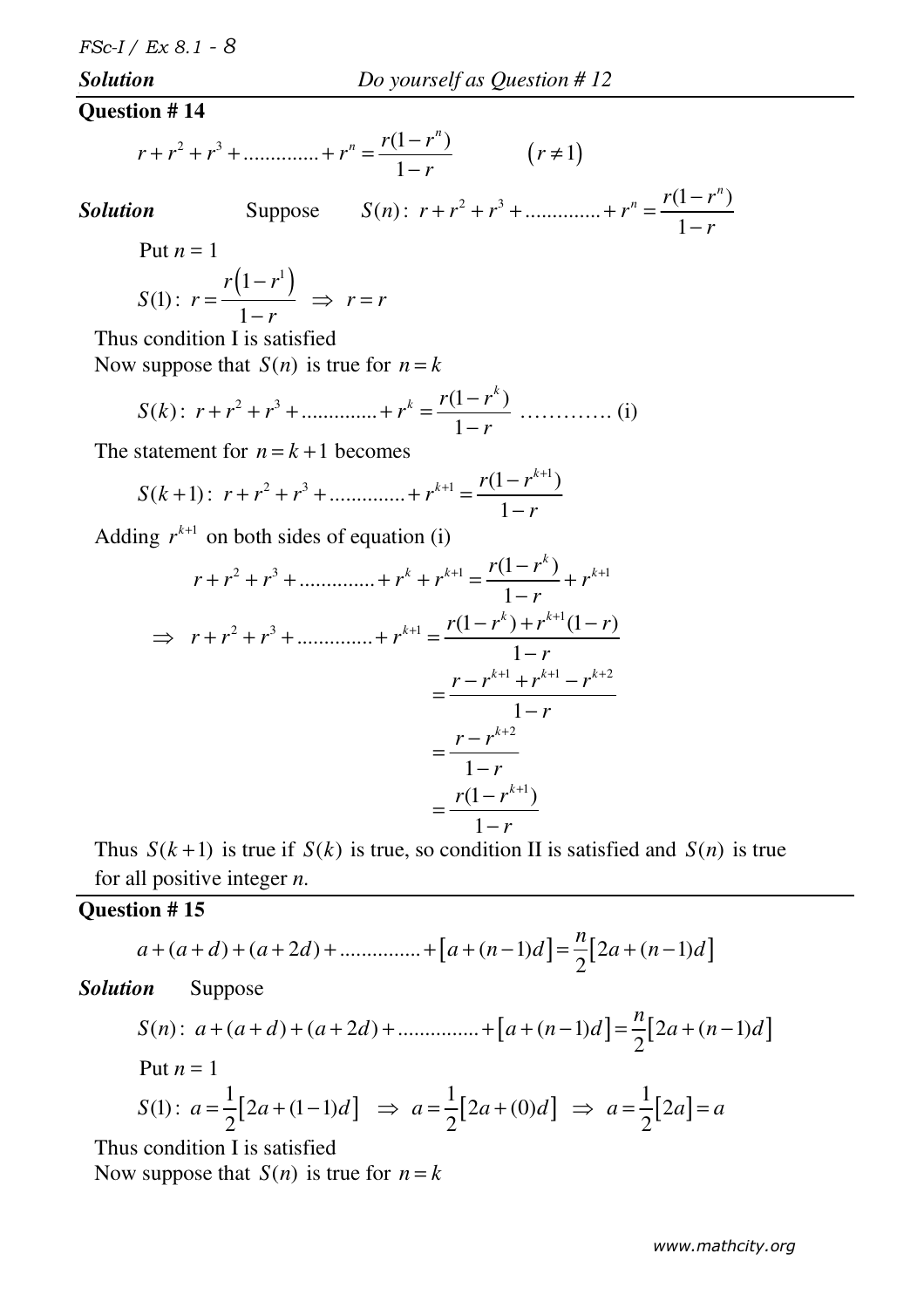***Solution*** *Do yourself as Question # 12*

**Question # 14**

$$r + r^2 + r^3 + \ldots\ldots\ldots\ldots. + r^n = \frac{r(1-r^n)}{1-r} \qquad (r \neq 1)$$

***Solution*** Suppose $S(n):\ r + r^2 + r^3 + \ldots\ldots\ldots\ldots. + r^n = \dfrac{r(1-r^n)}{1-r}$

Put $n = 1$

$$S(1):\ r = \frac{r\left(1-r^1\right)}{1-r} \ \Rightarrow\ r = r$$

Thus condition I is satisfied

Now suppose that $S(n)$ is true for $n = k$

$$S(k):\ r + r^2 + r^3 + \ldots\ldots\ldots\ldots. + r^k = \frac{r(1-r^k)}{1-r} \ \ldots\ldots\ldots\ldots \text{(i)}$$

The statement for $n = k+1$ becomes

$$S(k+1):\ r + r^2 + r^3 + \ldots\ldots\ldots\ldots. + r^{k+1} = \frac{r(1-r^{k+1})}{1-r}$$

Adding $r^{k+1}$ on both sides of equation (i)

$$r + r^2 + r^3 + \ldots\ldots\ldots\ldots. + r^k + r^{k+1} = \frac{r(1-r^k)}{1-r} + r^{k+1}$$

$$\Rightarrow\ r + r^2 + r^3 + \ldots\ldots\ldots\ldots. + r^{k+1} = \frac{r(1-r^k) + r^{k+1}(1-r)}{1-r}$$

$$= \frac{r - r^{k+1} + r^{k+1} - r^{k+2}}{1-r}$$

$$= \frac{r - r^{k+2}}{1-r}$$

$$= \frac{r(1-r^{k+1})}{1-r}$$

Thus $S(k+1)$ is true if $S(k)$ is true, so condition II is satisfied and $S(n)$ is true for all positive integer *n*.

**Question # 15**

$$a + (a+d) + (a+2d) + \ldots\ldots\ldots\ldots\ldots + \left[a + (n-1)d\right] = \frac{n}{2}\left[2a + (n-1)d\right]$$

***Solution*** Suppose

$$S(n):\ a + (a+d) + (a+2d) + \ldots\ldots\ldots\ldots\ldots + \left[a + (n-1)d\right] = \frac{n}{2}\left[2a + (n-1)d\right]$$

Put $n = 1$

$$S(1):\ a = \frac{1}{2}\left[2a + (1-1)d\right] \ \Rightarrow\ a = \frac{1}{2}\left[2a + (0)d\right] \ \Rightarrow\ a = \frac{1}{2}\left[2a\right] = a$$

Thus condition I is satisfied

Now suppose that $S(n)$ is true for $n = k$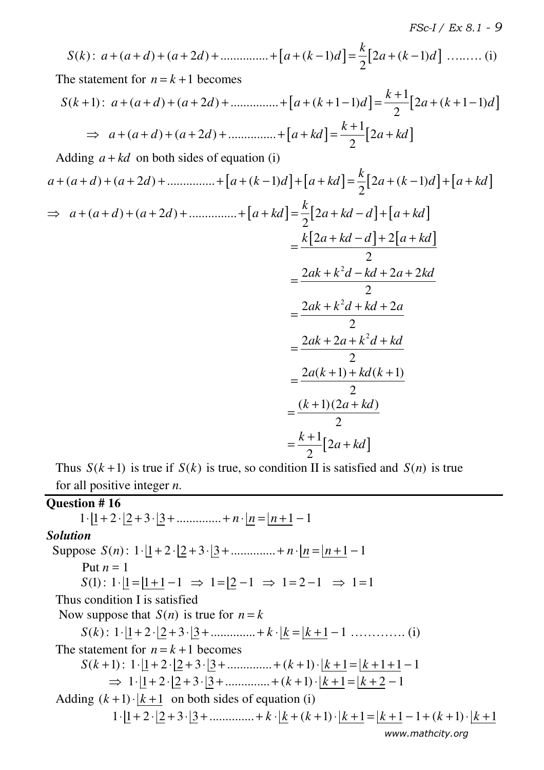$$S(k):\ a+(a+d)+(a+2d)+\ldots\ldots\ldots\ldots+\left[a+(k-1)d\right]=\frac{k}{2}\left[2a+(k-1)d\right]\ \ldots\ldots\ldots \text{(i)}$$

The statement for $n=k+1$ becomes

$$S(k+1):\ a+(a+d)+(a+2d)+\ldots\ldots\ldots\ldots+\left[a+(k+1-1)d\right]=\frac{k+1}{2}\left[2a+(k+1-1)d\right]$$

$$\Rightarrow\ a+(a+d)+(a+2d)+\ldots\ldots\ldots\ldots+\left[a+kd\right]=\frac{k+1}{2}\left[2a+kd\right]$$

Adding $a+kd$ on both sides of equation (i)

$$a+(a+d)+(a+2d)+\ldots\ldots\ldots\ldots+\left[a+(k-1)d\right]+\left[a+kd\right]=\frac{k}{2}\left[2a+(k-1)d\right]+\left[a+kd\right]$$

$$\Rightarrow\ a+(a+d)+(a+2d)+\ldots\ldots\ldots\ldots+\left[a+kd\right]=\frac{k}{2}\left[2a+kd-d\right]+\left[a+kd\right]$$

$$=\frac{k\left[2a+kd-d\right]+2\left[a+kd\right]}{2}$$

$$=\frac{2ak+k^2d-kd+2a+2kd}{2}$$

$$=\frac{2ak+k^2d+kd+2a}{2}$$

$$=\frac{2ak+2a+k^2d+kd}{2}$$

$$=\frac{2a(k+1)+kd(k+1)}{2}$$

$$=\frac{(k+1)(2a+kd)}{2}$$

$$=\frac{k+1}{2}\left[2a+kd\right]$$

Thus $S(k+1)$ is true if $S(k)$ is true, so condition II is satisfied and $S(n)$ is true for all positive integer $n$.

---

**Question # 16**

$$1\cdot\underline{|1}+2\cdot\underline{|2}+3\cdot\underline{|3}+\ldots\ldots\ldots\ldots+n\cdot\underline{|n}=\underline{|n+1}-1$$

***Solution***

Suppose $S(n):\ 1\cdot\underline{|1}+2\cdot\underline{|2}+3\cdot\underline{|3}+\ldots\ldots\ldots\ldots+n\cdot\underline{|n}=\underline{|n+1}-1$

Put $n=1$

$S(1):\ 1\cdot\underline{|1}=\underline{|1+1}-1\ \Rightarrow\ 1=\underline{|2}-1\ \Rightarrow\ 1=2-1\ \Rightarrow\ 1=1$

Thus condition I is satisfied

Now suppose that $S(n)$ is true for $n=k$

$$S(k):\ 1\cdot\underline{|1}+2\cdot\underline{|2}+3\cdot\underline{|3}+\ldots\ldots\ldots\ldots+k\cdot\underline{|k}=\underline{|k+1}-1\ \ldots\ldots\ldots\ldots \text{(i)}$$

The statement for $n=k+1$ becomes

$$S(k+1):\ 1\cdot\underline{|1}+2\cdot\underline{|2}+3\cdot\underline{|3}+\ldots\ldots\ldots\ldots+(k+1)\cdot\underline{|k+1}=\underline{|k+1+1}-1$$

$$\Rightarrow\ 1\cdot\underline{|1}+2\cdot\underline{|2}+3\cdot\underline{|3}+\ldots\ldots\ldots\ldots+(k+1)\cdot\underline{|k+1}=\underline{|k+2}-1$$

Adding $(k+1)\cdot\underline{|k+1}$ on both sides of equation (i)

$$1\cdot\underline{|1}+2\cdot\underline{|2}+3\cdot\underline{|3}+\ldots\ldots\ldots\ldots+k\cdot\underline{|k}+(k+1)\cdot\underline{|k+1}=\underline{|k+1}-1+(k+1)\cdot\underline{|k+1}$$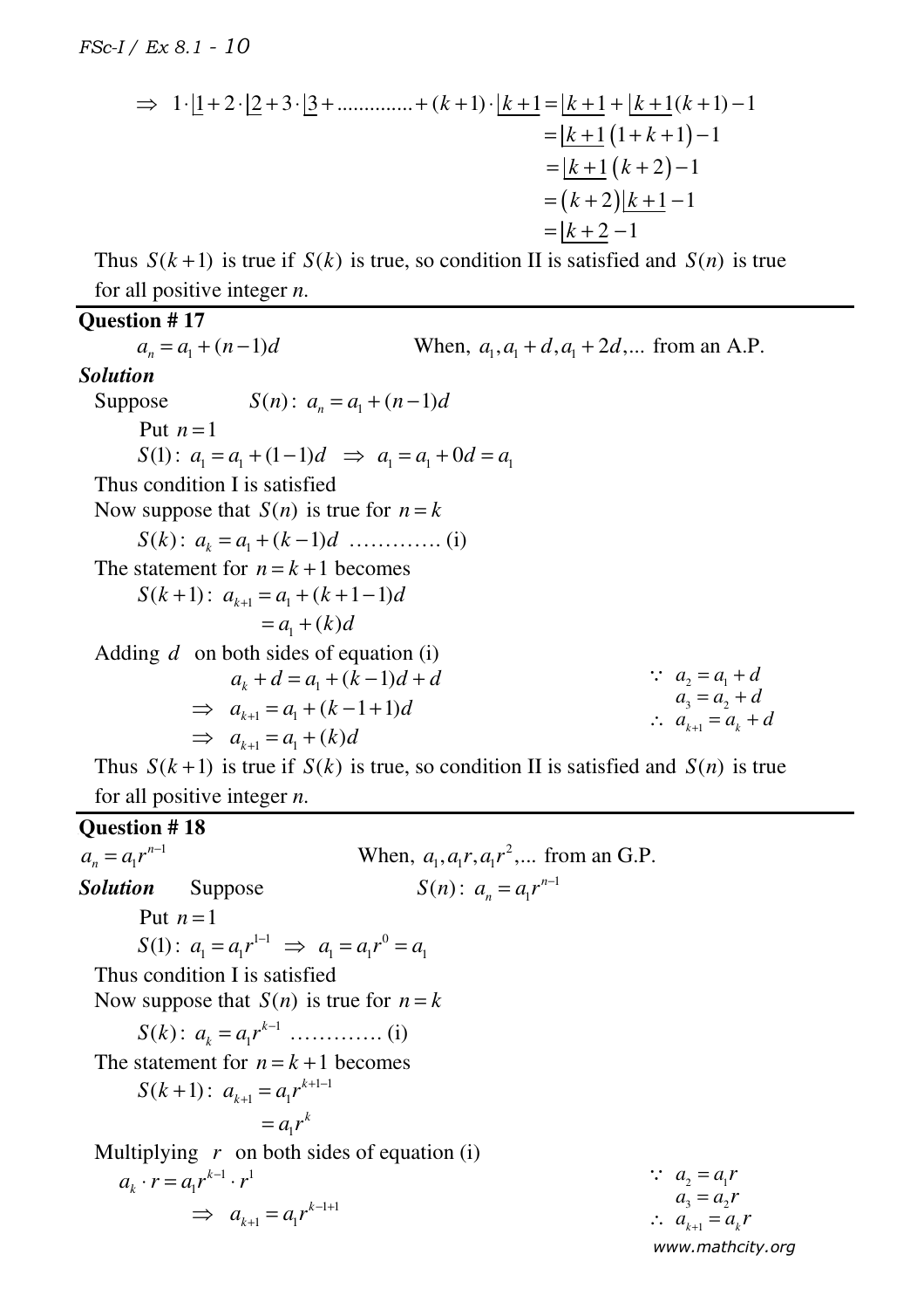$$\Rightarrow\ 1\cdot\underline{|1}+2\cdot\underline{|2}+3\cdot\underline{|3}+\ldots\ldots\ldots\ldots+(k+1)\cdot\underline{|k+1}=\underline{|k+1}+\underline{|k+1}(k+1)-1$$
$$=\underline{|k+1}\left(1+k+1\right)-1$$
$$=\underline{|k+1}\left(k+2\right)-1$$
$$=\left(k+2\right)\underline{|k+1}-1$$
$$=\underline{|k+2}-1$$

Thus $S(k+1)$ is true if $S(k)$ is true, so condition II is satisfied and $S(n)$ is true for all positive integer *n*.

**Question # 17**

$a_n = a_1 + (n-1)d$ When, $a_1, a_1+d, a_1+2d, \ldots$ from an A.P.

***Solution***

Suppose $S(n):\ a_n = a_1 + (n-1)d$

Put $n=1$

$S(1):\ a_1 = a_1 + (1-1)d \ \Rightarrow\ a_1 = a_1 + 0d = a_1$

Thus condition I is satisfied

Now suppose that $S(n)$ is true for $n=k$

$S(k):\ a_k = a_1 + (k-1)d$ …………. (i)

The statement for $n=k+1$ becomes

$S(k+1):\ a_{k+1} = a_1 + (k+1-1)d$

$\qquad = a_1 + (k)d$

Adding $d$ on both sides of equation (i)

$a_k + d = a_1 + (k-1)d + d$

$\Rightarrow\ a_{k+1} = a_1 + (k-1+1)d$

$\Rightarrow\ a_{k+1} = a_1 + (k)d$

$\because\ a_2 = a_1 + d$
$\quad a_3 = a_2 + d$
$\therefore\ a_{k+1} = a_k + d$

Thus $S(k+1)$ is true if $S(k)$ is true, so condition II is satisfied and $S(n)$ is true for all positive integer *n*.

**Question # 18**

$a_n = a_1 r^{n-1}$ When, $a_1, a_1 r, a_1 r^2, \ldots$ from an G.P.

***Solution*** Suppose $S(n):\ a_n = a_1 r^{n-1}$

Put $n=1$

$S(1):\ a_1 = a_1 r^{1-1} \ \Rightarrow\ a_1 = a_1 r^0 = a_1$

Thus condition I is satisfied

Now suppose that $S(n)$ is true for $n=k$

$S(k):\ a_k = a_1 r^{k-1}$ …………. (i)

The statement for $n=k+1$ becomes

$S(k+1):\ a_{k+1} = a_1 r^{k+1-1}$

$\qquad = a_1 r^k$

Multiplying $r$ on both sides of equation (i)

$a_k \cdot r = a_1 r^{k-1} \cdot r^1$

$\Rightarrow\ a_{k+1} = a_1 r^{k-1+1}$

$\because\ a_2 = a_1 r$
$\quad a_3 = a_2 r$
$\therefore\ a_{k+1} = a_k r$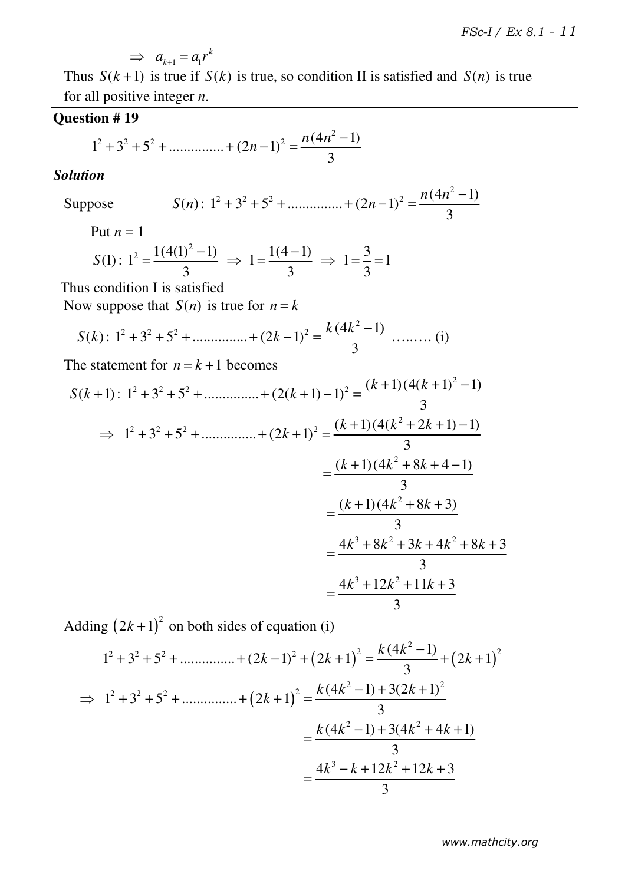$$\Rightarrow \quad a_{k+1} = a_1 r^k$$

Thus $S(k+1)$ is true if $S(k)$ is true, so condition II is satisfied and $S(n)$ is true for all positive integer *n*.

## Question # 19

$$1^2 + 3^2 + 5^2 + \ldots\ldots\ldots\ldots\ldots + (2n-1)^2 = \frac{n(4n^2-1)}{3}$$

### *Solution*

Suppose $\quad S(n):\ 1^2 + 3^2 + 5^2 + \ldots\ldots\ldots\ldots\ldots + (2n-1)^2 = \dfrac{n(4n^2-1)}{3}$

Put $n = 1$

$$S(1):\ 1^2 = \frac{1(4(1)^2-1)}{3} \;\Rightarrow\; 1 = \frac{1(4-1)}{3} \;\Rightarrow\; 1 = \frac{3}{3} = 1$$

Thus condition I is satisfied

Now suppose that $S(n)$ is true for $n = k$

$$S(k):\ 1^2 + 3^2 + 5^2 + \ldots\ldots\ldots\ldots\ldots + (2k-1)^2 = \frac{k(4k^2-1)}{3} \quad \ldots\ldots\ldots \text{(i)}$$

The statement for $n = k+1$ becomes

$$S(k+1):\ 1^2 + 3^2 + 5^2 + \ldots\ldots\ldots\ldots\ldots + (2(k+1)-1)^2 = \frac{(k+1)(4(k+1)^2-1)}{3}$$

$$\begin{aligned}
\Rightarrow\ 1^2 + 3^2 + 5^2 + \ldots\ldots\ldots\ldots\ldots + (2k+1)^2 &= \frac{(k+1)(4(k^2+2k+1)-1)}{3} \\
&= \frac{(k+1)(4k^2+8k+4-1)}{3} \\
&= \frac{(k+1)(4k^2+8k+3)}{3} \\
&= \frac{4k^3+8k^2+3k+4k^2+8k+3}{3} \\
&= \frac{4k^3+12k^2+11k+3}{3}
\end{aligned}$$

Adding $(2k+1)^2$ on both sides of equation (i)

$$1^2 + 3^2 + 5^2 + \ldots\ldots\ldots\ldots\ldots + (2k-1)^2 + (2k+1)^2 = \frac{k(4k^2-1)}{3} + (2k+1)^2$$

$$\begin{aligned}
\Rightarrow\ 1^2 + 3^2 + 5^2 + \ldots\ldots\ldots\ldots\ldots + (2k+1)^2 &= \frac{k(4k^2-1)+3(2k+1)^2}{3} \\
&= \frac{k(4k^2-1)+3(4k^2+4k+1)}{3} \\
&= \frac{4k^3-k+12k^2+12k+3}{3}
\end{aligned}$$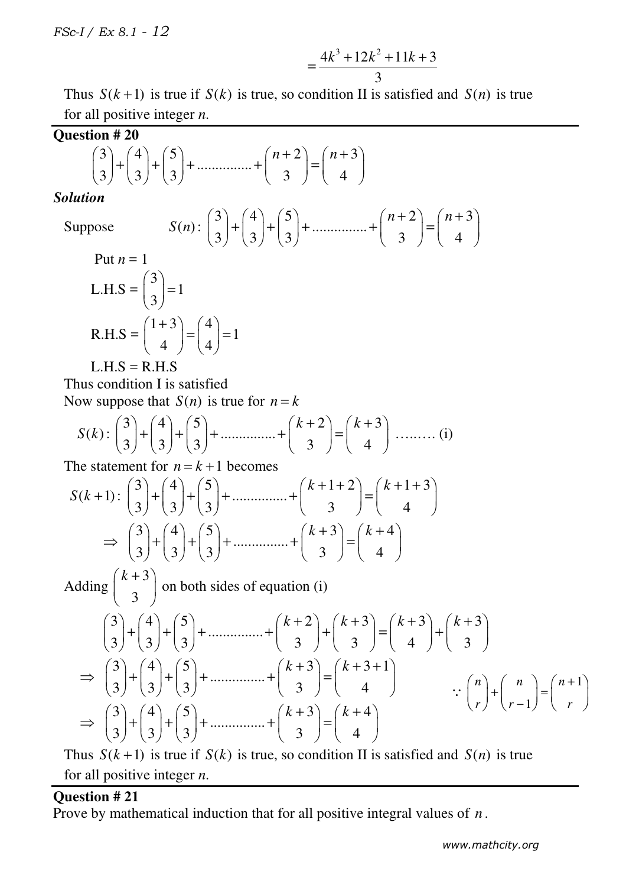$$= \frac{4k^3 + 12k^2 + 11k + 3}{3}$$

Thus $S(k+1)$ is true if $S(k)$ is true, so condition II is satisfied and $S(n)$ is true for all positive integer $n$.

## Question # 20

$$\binom{3}{3} + \binom{4}{3} + \binom{5}{3} + \ldots\ldots\ldots\ldots\ldots + \binom{n+2}{3} = \binom{n+3}{4}$$

### *Solution*

Suppose $\quad S(n): \binom{3}{3} + \binom{4}{3} + \binom{5}{3} + \ldots\ldots\ldots\ldots\ldots + \binom{n+2}{3} = \binom{n+3}{4}$

Put $n = 1$

L.H.S = $\binom{3}{3} = 1$

R.H.S = $\binom{1+3}{4} = \binom{4}{4} = 1$

L.H.S = R.H.S

Thus condition I is satisfied

Now suppose that $S(n)$ is true for $n = k$

$$S(k): \binom{3}{3} + \binom{4}{3} + \binom{5}{3} + \ldots\ldots\ldots\ldots\ldots + \binom{k+2}{3} = \binom{k+3}{4} \quad \ldots\ldots\ldots \text{(i)}$$

The statement for $n = k+1$ becomes

$$S(k+1): \binom{3}{3} + \binom{4}{3} + \binom{5}{3} + \ldots\ldots\ldots\ldots\ldots + \binom{k+1+2}{3} = \binom{k+1+3}{4}$$

$$\Rightarrow \binom{3}{3} + \binom{4}{3} + \binom{5}{3} + \ldots\ldots\ldots\ldots\ldots + \binom{k+3}{3} = \binom{k+4}{4}$$

Adding $\binom{k+3}{3}$ on both sides of equation (i)

$$\binom{3}{3} + \binom{4}{3} + \binom{5}{3} + \ldots\ldots\ldots\ldots\ldots + \binom{k+2}{3} + \binom{k+3}{3} = \binom{k+3}{4} + \binom{k+3}{3}$$

$$\Rightarrow \binom{3}{3} + \binom{4}{3} + \binom{5}{3} + \ldots\ldots\ldots\ldots\ldots + \binom{k+3}{3} = \binom{k+3+1}{4} \qquad \because \binom{n}{r} + \binom{n}{r-1} = \binom{n+1}{r}$$

$$\Rightarrow \binom{3}{3} + \binom{4}{3} + \binom{5}{3} + \ldots\ldots\ldots\ldots\ldots + \binom{k+3}{3} = \binom{k+4}{4}$$

Thus $S(k+1)$ is true if $S(k)$ is true, so condition II is satisfied and $S(n)$ is true for all positive integer $n$.

## Question # 21

Prove by mathematical induction that for all positive integral values of $n$.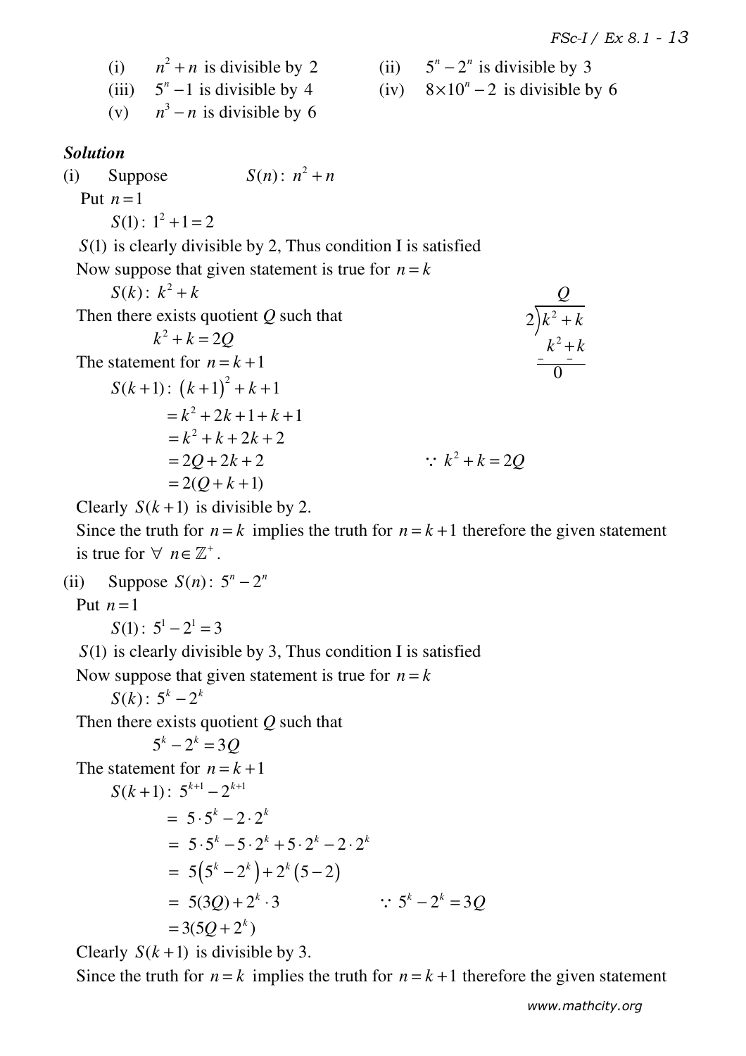(i) $n^2+n$ is divisible by 2 (ii) $5^n-2^n$ is divisible by 3

(iii) $5^n-1$ is divisible by 4 (iv) $8\times10^n-2$ is divisible by 6

(v) $n^3-n$ is divisible by 6

***Solution***

(i) Suppose $S(n):\ n^2+n$

Put $n=1$

$S(1):\ 1^2+1=2$

$S(1)$ is clearly divisible by 2, Thus condition I is satisfied

Now suppose that given statement is true for $n=k$

$S(k):\ k^2+k$

Then there exists quotient $Q$ such that

$k^2+k=2Q$

$$2\overline{)k^2+k}\quad Q$$
$$\underline{-k^2\ \ -k}$$
$$0$$

The statement for $n=k+1$

$S(k+1):\ (k+1)^2+k+1$

$=k^2+2k+1+k+1$

$=k^2+k+2k+2$

$=2Q+2k+2$ $\quad\because\ k^2+k=2Q$

$=2(Q+k+1)$

Clearly $S(k+1)$ is divisible by 2.

Since the truth for $n=k$ implies the truth for $n=k+1$ therefore the given statement is true for $\forall\ n\in\mathbb{Z}^+$.

(ii) Suppose $S(n):\ 5^n-2^n$

Put $n=1$

$S(1):\ 5^1-2^1=3$

$S(1)$ is clearly divisible by 3, Thus condition I is satisfied

Now suppose that given statement is true for $n=k$

$S(k):\ 5^k-2^k$

Then there exists quotient $Q$ such that

$5^k-2^k=3Q$

The statement for $n=k+1$

$S(k+1):\ 5^{k+1}-2^{k+1}$

$=\ 5\cdot5^k-2\cdot2^k$

$=\ 5\cdot5^k-5\cdot2^k+5\cdot2^k-2\cdot2^k$

$=\ 5\left(5^k-2^k\right)+2^k\left(5-2\right)$

$=\ 5(3Q)+2^k\cdot3$ $\quad\because\ 5^k-2^k=3Q$

$=3(5Q+2^k)$

Clearly $S(k+1)$ is divisible by 3.

Since the truth for $n=k$ implies the truth for $n=k+1$ therefore the given statement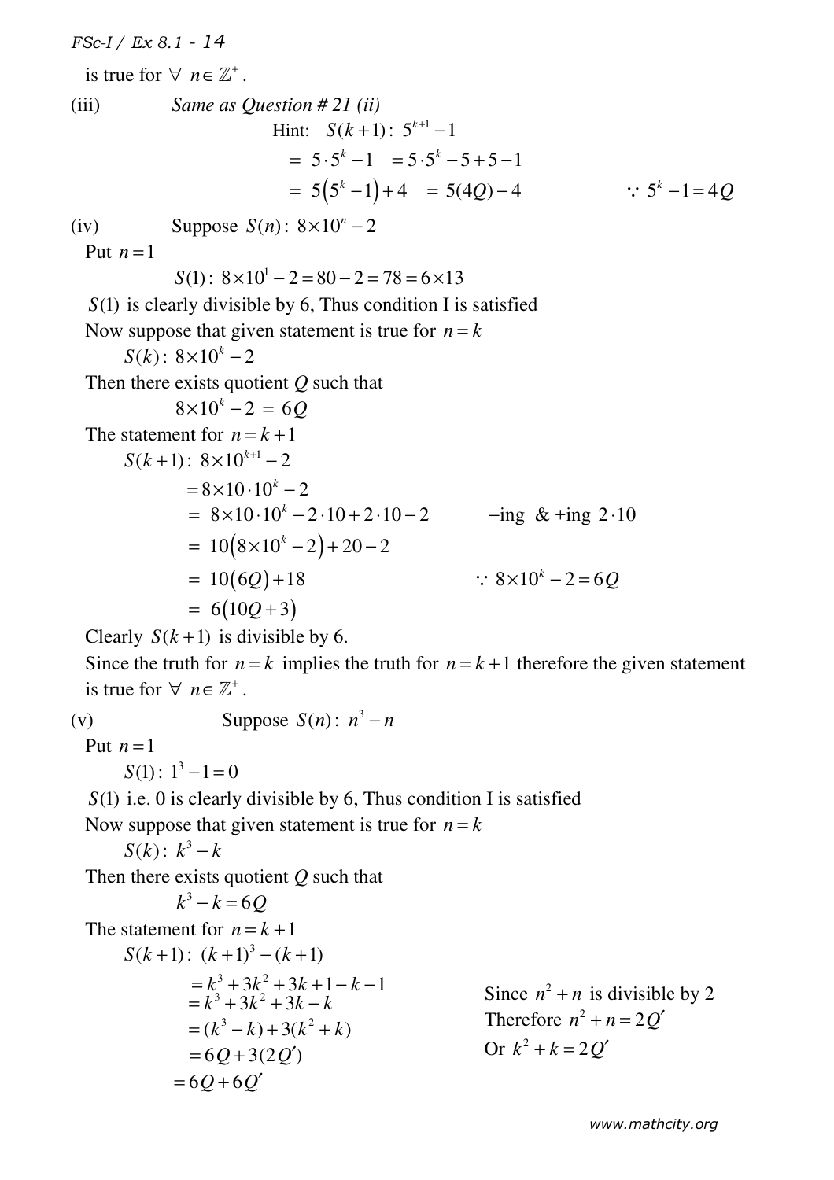is true for $\forall\ n \in \mathbb{Z}^+$.

(iii) *Same as Question # 21 (ii)*

Hint: $S(k+1):\ 5^{k+1} - 1$

$= 5 \cdot 5^k - 1 \quad = 5 \cdot 5^k - 5 + 5 - 1$

$= 5\left(5^k - 1\right) + 4 \quad = 5(4Q) - 4 \qquad \because 5^k - 1 = 4Q$

(iv) Suppose $S(n):\ 8 \times 10^n - 2$

Put $n = 1$

$S(1):\ 8 \times 10^1 - 2 = 80 - 2 = 78 = 6 \times 13$

$S(1)$ is clearly divisible by 6, Thus condition I is satisfied

Now suppose that given statement is true for $n = k$

$S(k):\ 8 \times 10^k - 2$

Then there exists quotient $Q$ such that

$8 \times 10^k - 2 = 6Q$

The statement for $n = k+1$

$S(k+1):\ 8 \times 10^{k+1} - 2$

$= 8 \times 10 \cdot 10^k - 2$

$= 8 \times 10 \cdot 10^k - 2 \cdot 10 + 2 \cdot 10 - 2 \qquad$ −ing & +ing $2 \cdot 10$

$= 10\left(8 \times 10^k - 2\right) + 20 - 2$

$= 10\left(6Q\right) + 18 \qquad \because 8 \times 10^k - 2 = 6Q$

$= 6\left(10Q + 3\right)$

Clearly $S(k+1)$ is divisible by 6.

Since the truth for $n = k$ implies the truth for $n = k+1$ therefore the given statement is true for $\forall\ n \in \mathbb{Z}^+$.

(v) Suppose $S(n):\ n^3 - n$

Put $n = 1$

$S(1):\ 1^3 - 1 = 0$

$S(1)$ i.e. 0 is clearly divisible by 6, Thus condition I is satisfied

Now suppose that given statement is true for $n = k$

$S(k):\ k^3 - k$

Then there exists quotient $Q$ such that

$k^3 - k = 6Q$

The statement for $n = k+1$

$S(k+1):\ (k+1)^3 - (k+1)$

$= k^3 + 3k^2 + 3k + 1 - k - 1$

$= k^3 + 3k^2 + 3k - k$

$= (k^3 - k) + 3(k^2 + k)$

$= 6Q + 3(2Q')$

$= 6Q + 6Q'$

Since $n^2 + n$ is divisible by 2

Therefore $n^2 + n = 2Q'$

Or $k^2 + k = 2Q'$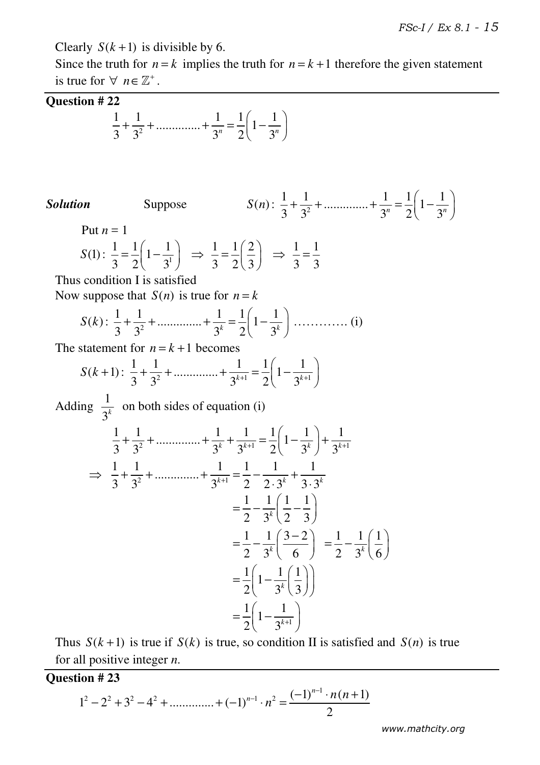Clearly $S(k+1)$ is divisible by 6.

Since the truth for $n = k$ implies the truth for $n = k+1$ therefore the given statement is true for $\forall\ n \in \mathbb{Z}^+$.

---

**Question # 22**

$$\frac{1}{3}+\frac{1}{3^2}+\ldots\ldots\ldots\ldots\ldots+\frac{1}{3^n}=\frac{1}{2}\left(1-\frac{1}{3^n}\right)$$

***Solution*** Suppose $S(n):\ \dfrac{1}{3}+\dfrac{1}{3^2}+\ldots\ldots\ldots\ldots\ldots+\dfrac{1}{3^n}=\dfrac{1}{2}\left(1-\dfrac{1}{3^n}\right)$

Put $n = 1$

$$S(1):\ \frac{1}{3}=\frac{1}{2}\left(1-\frac{1}{3^1}\right)\ \Rightarrow\ \frac{1}{3}=\frac{1}{2}\left(\frac{2}{3}\right)\ \Rightarrow\ \frac{1}{3}=\frac{1}{3}$$

Thus condition I is satisfied

Now suppose that $S(n)$ is true for $n = k$

$$S(k):\ \frac{1}{3}+\frac{1}{3^2}+\ldots\ldots\ldots\ldots\ldots+\frac{1}{3^k}=\frac{1}{2}\left(1-\frac{1}{3^k}\right)\ \ldots\ldots\ldots\ldots\ (\text{i})$$

The statement for $n = k+1$ becomes

$$S(k+1):\ \frac{1}{3}+\frac{1}{3^2}+\ldots\ldots\ldots\ldots\ldots+\frac{1}{3^{k+1}}=\frac{1}{2}\left(1-\frac{1}{3^{k+1}}\right)$$

Adding $\dfrac{1}{3^k}$ on both sides of equation (i)

$$\frac{1}{3}+\frac{1}{3^2}+\ldots\ldots\ldots\ldots\ldots+\frac{1}{3^k}+\frac{1}{3^{k+1}}=\frac{1}{2}\left(1-\frac{1}{3^k}\right)+\frac{1}{3^{k+1}}$$

$$\Rightarrow\ \frac{1}{3}+\frac{1}{3^2}+\ldots\ldots\ldots\ldots\ldots+\frac{1}{3^{k+1}}=\frac{1}{2}-\frac{1}{2\cdot 3^k}+\frac{1}{3\cdot 3^k}$$

$$=\frac{1}{2}-\frac{1}{3^k}\left(\frac{1}{2}-\frac{1}{3}\right)$$

$$=\frac{1}{2}-\frac{1}{3^k}\left(\frac{3-2}{6}\right)\ =\frac{1}{2}-\frac{1}{3^k}\left(\frac{1}{6}\right)$$

$$=\frac{1}{2}\left(1-\frac{1}{3^k}\left(\frac{1}{3}\right)\right)$$

$$=\frac{1}{2}\left(1-\frac{1}{3^{k+1}}\right)$$

Thus $S(k+1)$ is true if $S(k)$ is true, so condition II is satisfied and $S(n)$ is true for all positive integer $n$.

---

**Question # 23**

$$1^2-2^2+3^2-4^2+\ldots\ldots\ldots\ldots\ldots+(-1)^{n-1}\cdot n^2=\frac{(-1)^{n-1}\cdot n(n+1)}{2}$$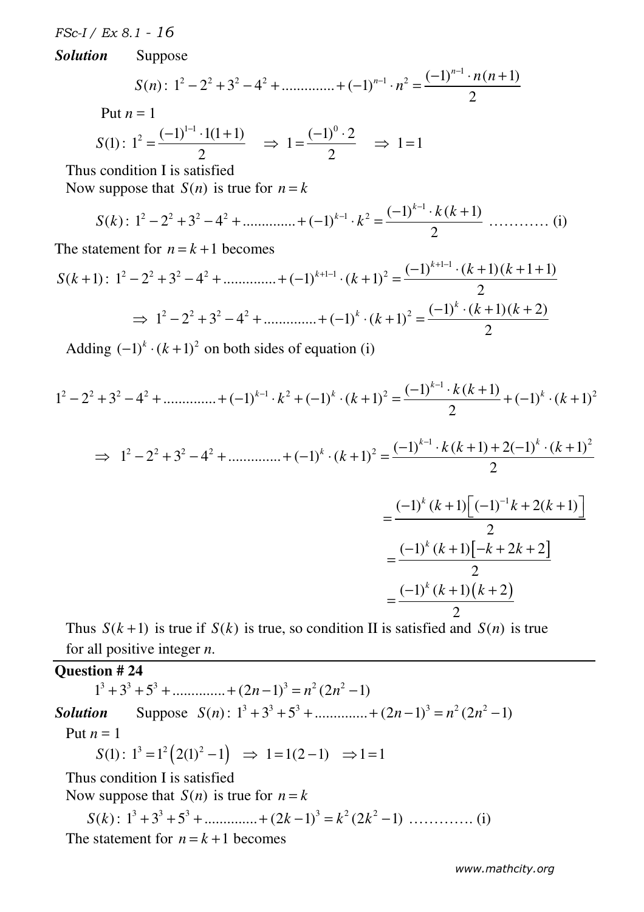***Solution*** Suppose

$$S(n):\ 1^2 - 2^2 + 3^2 - 4^2 + \ldots\ldots\ldots\ldots + (-1)^{n-1}\cdot n^2 = \frac{(-1)^{n-1}\cdot n(n+1)}{2}$$

Put $n = 1$

$$S(1):\ 1^2 = \frac{(-1)^{1-1}\cdot 1(1+1)}{2} \quad \Rightarrow\ 1 = \frac{(-1)^0\cdot 2}{2} \quad \Rightarrow\ 1 = 1$$

Thus condition I is satisfied

Now suppose that $S(n)$ is true for $n = k$

$$S(k):\ 1^2 - 2^2 + 3^2 - 4^2 + \ldots\ldots\ldots\ldots + (-1)^{k-1}\cdot k^2 = \frac{(-1)^{k-1}\cdot k(k+1)}{2} \quad \ldots\ldots\ldots\ldots \text{(i)}$$

The statement for $n = k+1$ becomes

$$S(k+1):\ 1^2 - 2^2 + 3^2 - 4^2 + \ldots\ldots\ldots\ldots + (-1)^{k+1-1}\cdot (k+1)^2 = \frac{(-1)^{k+1-1}\cdot (k+1)(k+1+1)}{2}$$

$$\Rightarrow\ 1^2 - 2^2 + 3^2 - 4^2 + \ldots\ldots\ldots\ldots + (-1)^{k}\cdot (k+1)^2 = \frac{(-1)^{k}\cdot (k+1)(k+2)}{2}$$

Adding $(-1)^k\cdot(k+1)^2$ on both sides of equation (i)

$$1^2 - 2^2 + 3^2 - 4^2 + \ldots\ldots\ldots\ldots + (-1)^{k-1}\cdot k^2 + (-1)^k\cdot(k+1)^2 = \frac{(-1)^{k-1}\cdot k(k+1)}{2} + (-1)^k\cdot(k+1)^2$$

$$\Rightarrow\ 1^2 - 2^2 + 3^2 - 4^2 + \ldots\ldots\ldots\ldots + (-1)^{k}\cdot (k+1)^2 = \frac{(-1)^{k-1}\cdot k(k+1) + 2(-1)^k\cdot(k+1)^2}{2}$$

$$= \frac{(-1)^k(k+1)\left[(-1)^{-1}k + 2(k+1)\right]}{2}$$

$$= \frac{(-1)^k(k+1)\left[-k + 2k + 2\right]}{2}$$

$$= \frac{(-1)^k(k+1)\left(k+2\right)}{2}$$

Thus $S(k+1)$ is true if $S(k)$ is true, so condition II is satisfied and $S(n)$ is true for all positive integer $n$.

---

**Question # 24**

$$1^3 + 3^3 + 5^3 + \ldots\ldots\ldots\ldots + (2n-1)^3 = n^2(2n^2 - 1)$$

***Solution*** Suppose $S(n):\ 1^3 + 3^3 + 5^3 + \ldots\ldots\ldots\ldots + (2n-1)^3 = n^2(2n^2 - 1)$

Put $n = 1$

$$S(1):\ 1^3 = 1^2\left(2(1)^2 - 1\right) \ \Rightarrow\ 1 = 1(2-1) \ \Rightarrow 1 = 1$$

Thus condition I is satisfied

Now suppose that $S(n)$ is true for $n = k$

$$S(k):\ 1^3 + 3^3 + 5^3 + \ldots\ldots\ldots\ldots + (2k-1)^3 = k^2(2k^2 - 1) \ \ldots\ldots\ldots\ldots \text{(i)}$$

The statement for $n = k+1$ becomes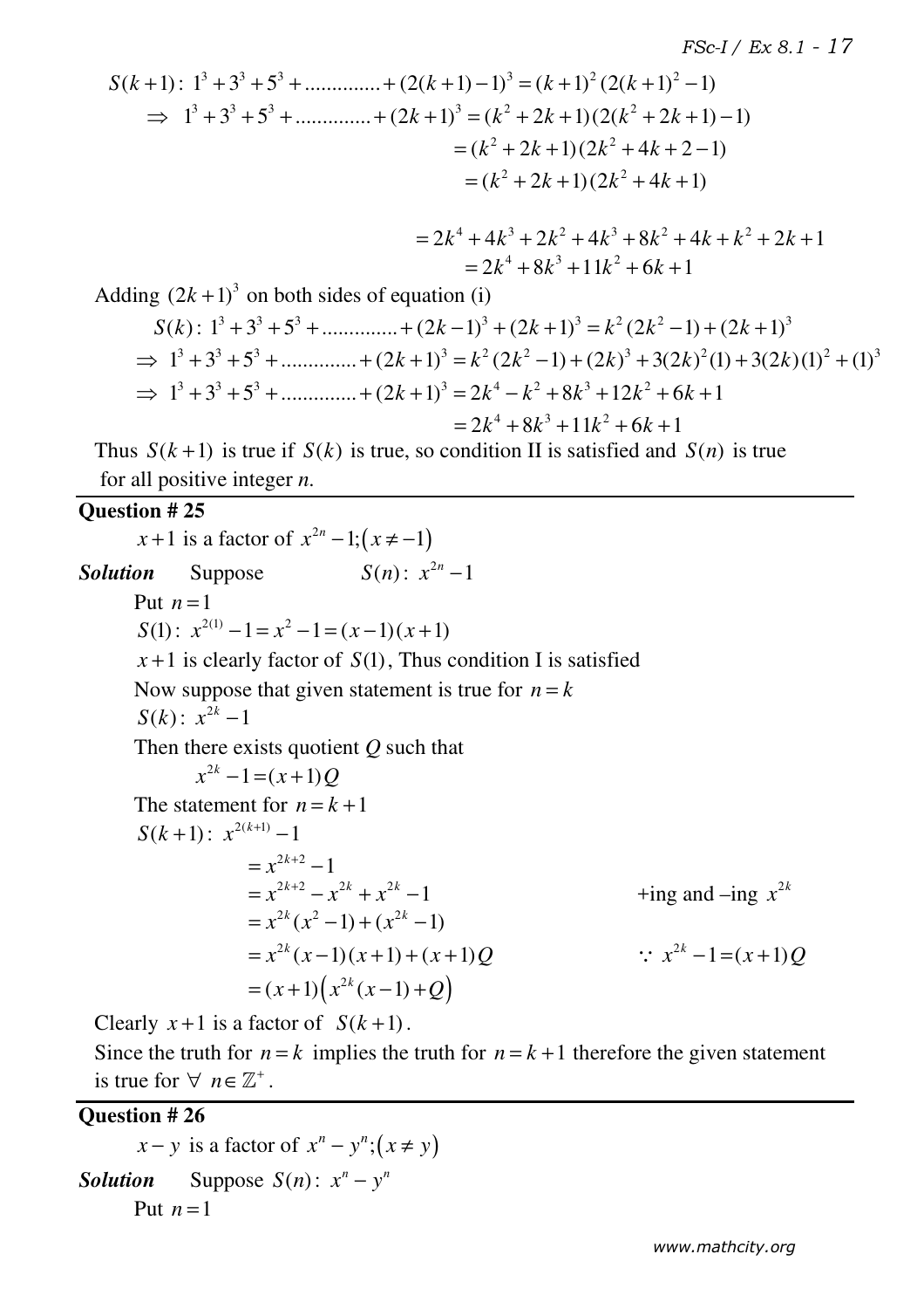$S(k+1): \ 1^3 + 3^3 + 5^3 + \ldots\ldots\ldots\ldots + (2(k+1)-1)^3 = (k+1)^2(2(k+1)^2 - 1)$

$\Rightarrow \ 1^3 + 3^3 + 5^3 + \ldots\ldots\ldots\ldots + (2k+1)^3 = (k^2+2k+1)(2(k^2+2k+1)-1)$

$= (k^2+2k+1)(2k^2+4k+2-1)$

$= (k^2+2k+1)(2k^2+4k+1)$

$= 2k^4 + 4k^3 + 2k^2 + 4k^3 + 8k^2 + 4k + k^2 + 2k + 1$

$= 2k^4 + 8k^3 + 11k^2 + 6k + 1$

Adding $(2k+1)^3$ on both sides of equation (i)

$S(k): \ 1^3 + 3^3 + 5^3 + \ldots\ldots\ldots\ldots + (2k-1)^3 + (2k+1)^3 = k^2(2k^2-1) + (2k+1)^3$

$\Rightarrow \ 1^3 + 3^3 + 5^3 + \ldots\ldots\ldots\ldots + (2k+1)^3 = k^2(2k^2-1) + (2k)^3 + 3(2k)^2(1) + 3(2k)(1)^2 + (1)^3$

$\Rightarrow \ 1^3 + 3^3 + 5^3 + \ldots\ldots\ldots\ldots + (2k+1)^3 = 2k^4 - k^2 + 8k^3 + 12k^2 + 6k + 1$

$= 2k^4 + 8k^3 + 11k^2 + 6k + 1$

Thus $S(k+1)$ is true if $S(k)$ is true, so condition II is satisfied and $S(n)$ is true for all positive integer *n.*

---

**Question # 25**

$x+1$ is a factor of $x^{2n}-1; (x \neq -1)$

***Solution*** Suppose $S(n): \ x^{2n}-1$

Put $n=1$

$S(1): \ x^{2(1)} - 1 = x^2 - 1 = (x-1)(x+1)$

$x+1$ is clearly factor of $S(1)$, Thus condition I is satisfied

Now suppose that given statement is true for $n=k$

$S(k): \ x^{2k}-1$

Then there exists quotient $Q$ such that

$x^{2k} - 1 = (x+1)Q$

The statement for $n=k+1$

$S(k+1): \ x^{2(k+1)} - 1$

$= x^{2k+2} - 1$

$= x^{2k+2} - x^{2k} + x^{2k} - 1$ &nbsp;&nbsp;&nbsp;&nbsp;&nbsp;&nbsp;&nbsp;&nbsp; +ing and –ing $x^{2k}$

$= x^{2k}(x^2-1) + (x^{2k}-1)$

$= x^{2k}(x-1)(x+1) + (x+1)Q$ &nbsp;&nbsp;&nbsp;&nbsp;&nbsp;&nbsp;&nbsp;&nbsp; $\because \ x^{2k}-1 = (x+1)Q$

$= (x+1)\left(x^{2k}(x-1) + Q\right)$

Clearly $x+1$ is a factor of $S(k+1)$.

Since the truth for $n=k$ implies the truth for $n=k+1$ therefore the given statement is true for $\forall \ n \in \mathbb{Z}^+$.

---

**Question # 26**

$x-y$ is a factor of $x^n - y^n; (x \neq y)$

***Solution*** Suppose $S(n): \ x^n - y^n$

Put $n=1$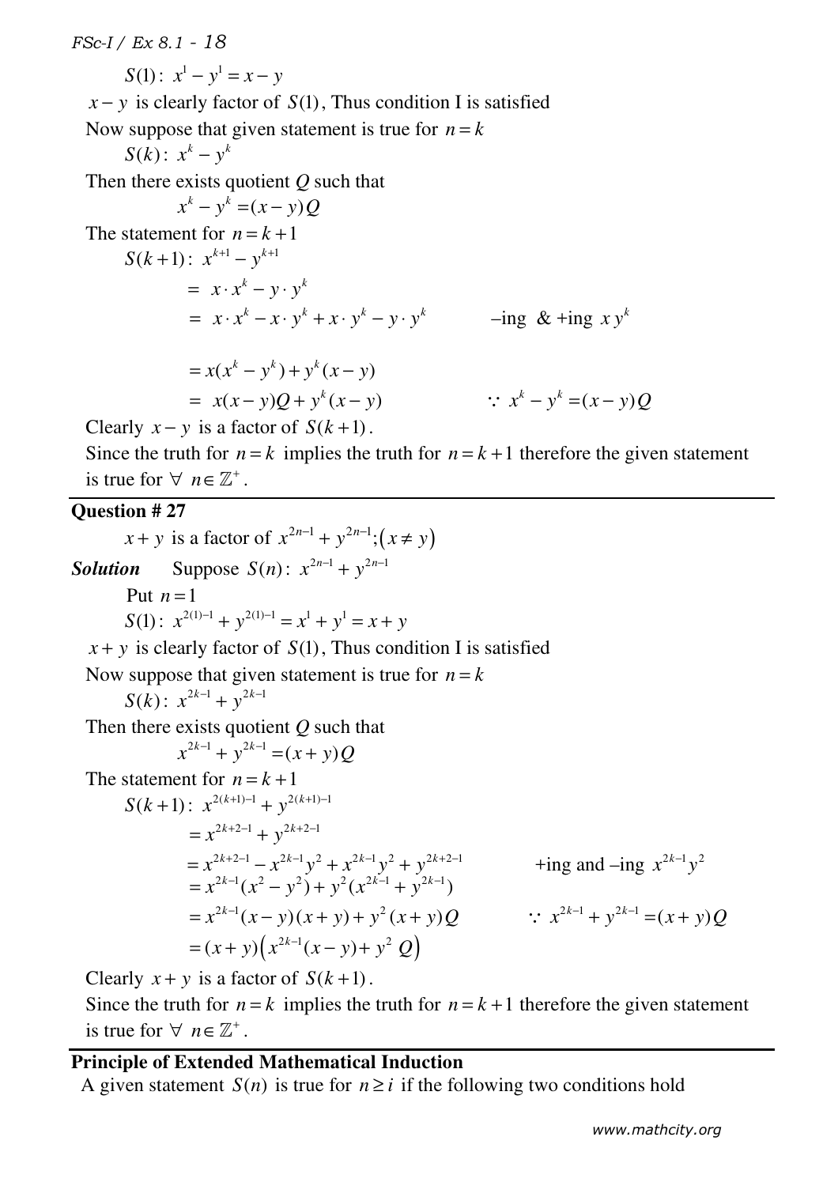$S(1):\ x^1 - y^1 = x - y$

$x - y$ is clearly factor of $S(1)$, Thus condition I is satisfied

Now suppose that given statement is true for $n = k$

$S(k):\ x^k - y^k$

Then there exists quotient $Q$ such that

$$x^k - y^k = (x - y)Q$$

The statement for $n = k + 1$

$S(k+1):\ x^{k+1} - y^{k+1}$

$= x \cdot x^k - y \cdot y^k$

$= x \cdot x^k - x \cdot y^k + x \cdot y^k - y \cdot y^k$ –ing & +ing $x\,y^k$

$= x(x^k - y^k) + y^k(x - y)$

$= x(x - y)Q + y^k(x - y)$ $\because\ x^k - y^k = (x - y)Q$

Clearly $x - y$ is a factor of $S(k+1)$.

Since the truth for $n = k$ implies the truth for $n = k + 1$ therefore the given statement is true for $\forall\ n \in \mathbb{Z}^+$.

---

**Question # 27**

$x + y$ is a factor of $x^{2n-1} + y^{2n-1};\left(x \neq y\right)$

***Solution*** Suppose $S(n):\ x^{2n-1} + y^{2n-1}$

Put $n = 1$

$S(1):\ x^{2(1)-1} + y^{2(1)-1} = x^1 + y^1 = x + y$

$x + y$ is clearly factor of $S(1)$, Thus condition I is satisfied

Now suppose that given statement is true for $n = k$

$S(k):\ x^{2k-1} + y^{2k-1}$

Then there exists quotient $Q$ such that

$$x^{2k-1} + y^{2k-1} = (x + y)Q$$

The statement for $n = k + 1$

$S(k+1):\ x^{2(k+1)-1} + y^{2(k+1)-1}$

$= x^{2k+2-1} + y^{2k+2-1}$

$= x^{2k+2-1} - x^{2k-1}y^2 + x^{2k-1}y^2 + y^{2k+2-1}$ +ing and –ing $x^{2k-1}y^2$

$= x^{2k-1}(x^2 - y^2) + y^2(x^{2k-1} + y^{2k-1})$

$= x^{2k-1}(x - y)(x + y) + y^2(x + y)Q$ $\because\ x^{2k-1} + y^{2k-1} = (x + y)Q$

$= (x + y)\left(x^{2k-1}(x - y) + y^2\,Q\right)$

Clearly $x + y$ is a factor of $S(k+1)$.

Since the truth for $n = k$ implies the truth for $n = k + 1$ therefore the given statement is true for $\forall\ n \in \mathbb{Z}^+$.

---

**Principle of Extended Mathematical Induction**

A given statement $S(n)$ is true for $n \geq i$ if the following two conditions hold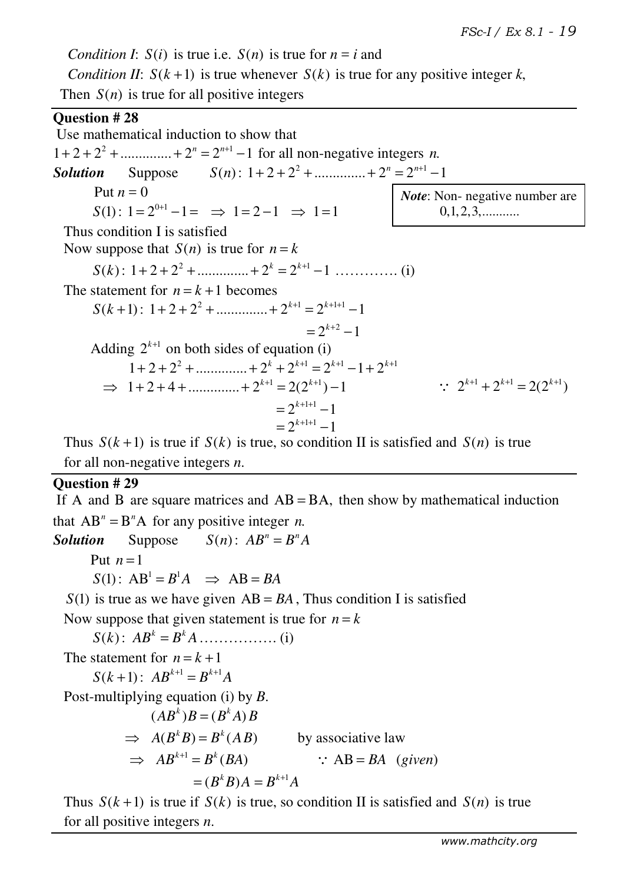*Condition I*: $S(i)$ is true i.e. $S(n)$ is true for $n = i$ and

*Condition II*: $S(k+1)$ is true whenever $S(k)$ is true for any positive integer $k$,

Then $S(n)$ is true for all positive integers

---

**Question # 28**

Use mathematical induction to show that

$1+2+2^2+.............+2^n = 2^{n+1}-1$ for all non-negative integers $n$.

***Solution*** Suppose $S(n)$: $1+2+2^2+.............+2^n = 2^{n+1}-1$

Put $n = 0$

$S(1)$: $1 = 2^{0+1}-1 = \Rightarrow 1 = 2-1 \Rightarrow 1 = 1$

> ***Note***: Non- negative number are $0,1,2,3,...........$

Thus condition I is satisfied

Now suppose that $S(n)$ is true for $n = k$

$S(k)$: $1+2+2^2+.............+2^k = 2^{k+1}-1$ …………. (i)

The statement for $n = k+1$ becomes

$$S(k+1): 1+2+2^2+.............+2^{k+1} = 2^{k+1+1}-1$$
$$= 2^{k+2}-1$$

Adding $2^{k+1}$ on both sides of equation (i)

$$1+2+2^2+.............+2^k+2^{k+1} = 2^{k+1}-1+2^{k+1}$$
$$\Rightarrow 1+2+4+.............+2^{k+1} = 2(2^{k+1})-1 \qquad \because 2^{k+1}+2^{k+1} = 2(2^{k+1})$$
$$= 2^{k+1+1}-1$$
$$= 2^{k+1+1}-1$$

Thus $S(k+1)$ is true if $S(k)$ is true, so condition II is satisfied and $S(n)$ is true for all non-negative integers $n$.

---

**Question # 29**

If A and B are square matrices and $AB = BA$, then show by mathematical induction that $AB^n = B^nA$ for any positive integer $n$.

***Solution*** Suppose $S(n)$: $AB^n = B^nA$

Put $n = 1$

$S(1)$: $AB^1 = B^1A \Rightarrow AB = BA$

$S(1)$ is true as we have given $AB = BA$, Thus condition I is satisfied

Now suppose that given statement is true for $n = k$

$S(k)$: $AB^k = B^kA$ ……………. (i)

The statement for $n = k+1$

$S(k+1)$: $AB^{k+1} = B^{k+1}A$

Post-multiplying equation (i) by $B$.

$$(AB^k)B = (B^kA)B$$
$$\Rightarrow A(B^kB) = B^k(AB) \qquad \text{by associative law}$$
$$\Rightarrow AB^{k+1} = B^k(BA) \qquad \because AB = BA \ (given)$$
$$= (B^kB)A = B^{k+1}A$$

Thus $S(k+1)$ is true if $S(k)$ is true, so condition II is satisfied and $S(n)$ is true for all positive integers $n$.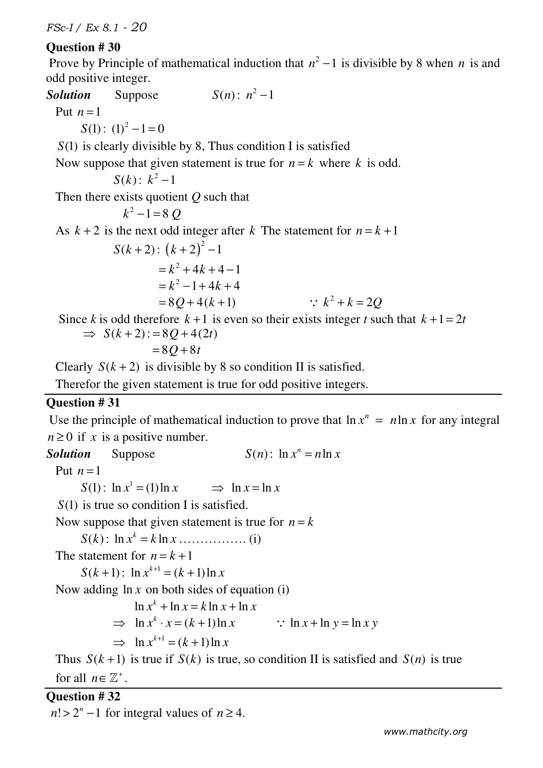**Question # 30**

Prove by Principle of mathematical induction that $n^2 - 1$ is divisible by 8 when $n$ is and odd positive integer.

***Solution*** Suppose $S(n):\ n^2 - 1$

Put $n = 1$

$S(1):\ (1)^2 - 1 = 0$

$S(1)$ is clearly divisible by 8, Thus condition I is satisfied

Now suppose that given statement is true for $n = k$ where $k$ is odd.

$S(k):\ k^2 - 1$

Then there exists quotient $Q$ such that

$k^2 - 1 = 8\,Q$

As $k+2$ is the next odd integer after $k$ The statement for $n = k+1$

$$
\begin{aligned}
S(k+2):\ & (k+2)^2 - 1 \\
&= k^2 + 4k + 4 - 1 \\
&= k^2 - 1 + 4k + 4 \\
&= 8Q + 4(k+1) \qquad \because\ k^2 + k = 2Q
\end{aligned}
$$

Since $k$ is odd therefore $k+1$ is even so their exists integer $t$ such that $k+1 = 2t$

$$
\begin{aligned}
\Rightarrow\ S(k+2) :&= 8Q + 4(2t) \\
&= 8Q + 8t
\end{aligned}
$$

Clearly $S(k+2)$ is divisible by 8 so condition II is satisfied.

Therefor the given statement is true for odd positive integers.

---

**Question # 31**

Use the principle of mathematical induction to prove that $\ln x^n = n \ln x$ for any integral $n \geq 0$ if $x$ is a positive number.

***Solution*** Suppose $S(n):\ \ln x^n = n \ln x$

Put $n = 1$

$S(1):\ \ln x^1 = (1)\ln x \qquad \Rightarrow\ \ln x = \ln x$

$S(1)$ is true so condition I is satisfied.

Now suppose that given statement is true for $n = k$

$S(k):\ \ln x^k = k \ln x$ ……………. (i)

The statement for $n = k+1$

$S(k+1):\ \ln x^{k+1} = (k+1)\ln x$

Now adding $\ln x$ on both sides of equation (i)

$$
\begin{aligned}
& \ln x^k + \ln x = k \ln x + \ln x \\
\Rightarrow\ & \ln x^k \cdot x = (k+1)\ln x \qquad \because\ \ln x + \ln y = \ln xy \\
\Rightarrow\ & \ln x^{k+1} = (k+1)\ln x
\end{aligned}
$$

Thus $S(k+1)$ is true if $S(k)$ is true, so condition II is satisfied and $S(n)$ is true for all $n \in \mathbb{Z}^+$.

---

**Question # 32**

$n! > 2^n - 1$ for integral values of $n \geq 4$.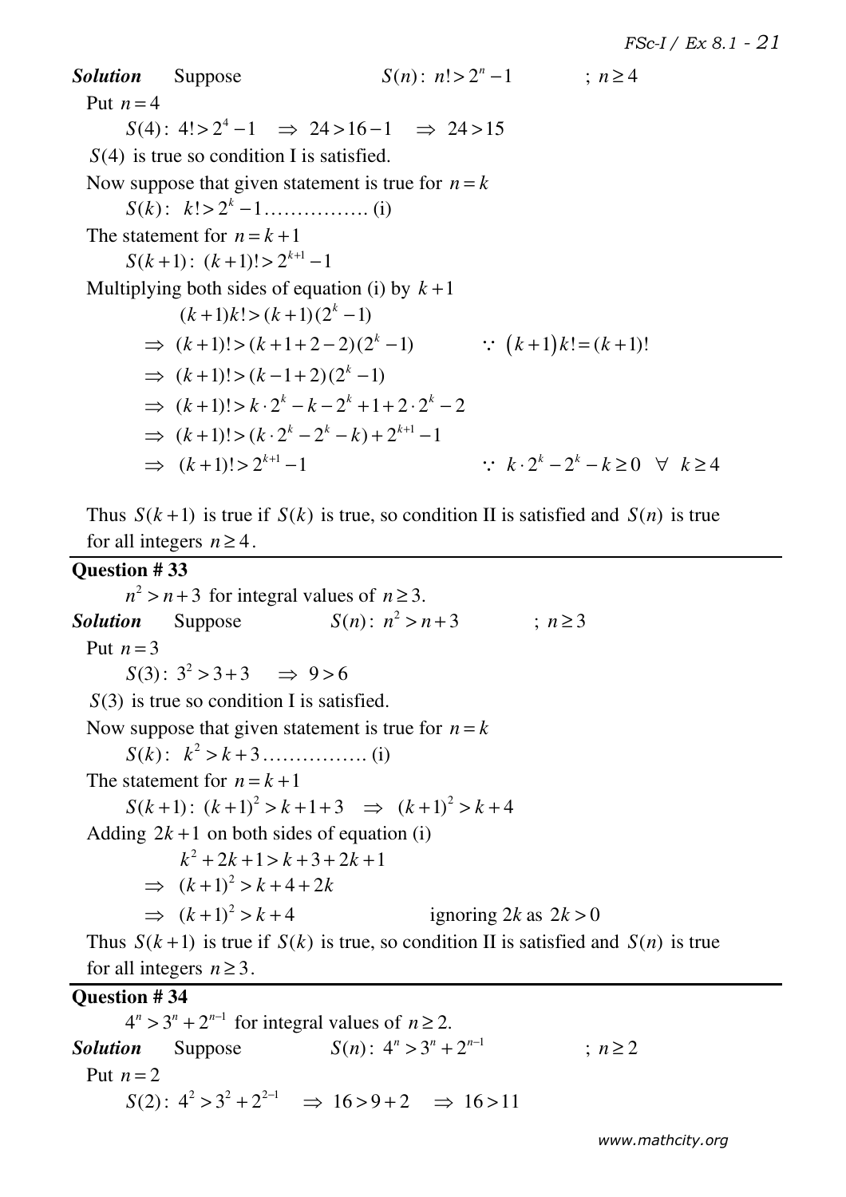***Solution*** Suppose $S(n):\ n! > 2^n - 1$ ; $n \geq 4$

Put $n = 4$

$S(4):\ 4! > 2^4 - 1 \quad \Rightarrow\ 24 > 16 - 1 \quad \Rightarrow\ 24 > 15$

$S(4)$ is true so condition I is satisfied.

Now suppose that given statement is true for $n = k$

$S(k):\ k! > 2^k - 1$ ……………. (i)

The statement for $n = k+1$

$S(k+1):\ (k+1)! > 2^{k+1} - 1$

Multiplying both sides of equation (i) by $k+1$

$(k+1)k! > (k+1)(2^k - 1)$

$\Rightarrow\ (k+1)! > (k+1+2-2)(2^k - 1) \qquad \because\ (k+1)k! = (k+1)!$

$\Rightarrow\ (k+1)! > (k-1+2)(2^k - 1)$

$\Rightarrow\ (k+1)! > k\cdot 2^k - k - 2^k + 1 + 2\cdot 2^k - 2$

$\Rightarrow\ (k+1)! > (k\cdot 2^k - 2^k - k) + 2^{k+1} - 1$

$\Rightarrow\ (k+1)! > 2^{k+1} - 1 \qquad \because\ k\cdot 2^k - 2^k - k \geq 0 \ \ \forall\ \ k \geq 4$

Thus $S(k+1)$ is true if $S(k)$ is true, so condition II is satisfied and $S(n)$ is true for all integers $n \geq 4$.

---

**Question # 33**

$n^2 > n + 3$ for integral values of $n \geq 3$.

***Solution*** Suppose $S(n):\ n^2 > n + 3$ ; $n \geq 3$

Put $n = 3$

$S(3):\ 3^2 > 3 + 3 \quad \Rightarrow\ 9 > 6$

$S(3)$ is true so condition I is satisfied.

Now suppose that given statement is true for $n = k$

$S(k):\ k^2 > k + 3$ ……………. (i)

The statement for $n = k+1$

$S(k+1):\ (k+1)^2 > k + 1 + 3 \quad \Rightarrow\ (k+1)^2 > k + 4$

Adding $2k+1$ on both sides of equation (i)

$k^2 + 2k + 1 > k + 3 + 2k + 1$

$\Rightarrow\ (k+1)^2 > k + 4 + 2k$

$\Rightarrow\ (k+1)^2 > k + 4 \qquad$ ignoring $2k$ as $2k > 0$

Thus $S(k+1)$ is true if $S(k)$ is true, so condition II is satisfied and $S(n)$ is true for all integers $n \geq 3$.

---

**Question # 34**

$4^n > 3^n + 2^{n-1}$ for integral values of $n \geq 2$.

***Solution*** Suppose $S(n):\ 4^n > 3^n + 2^{n-1}$ ; $n \geq 2$

Put $n = 2$

$S(2):\ 4^2 > 3^2 + 2^{2-1} \quad \Rightarrow\ 16 > 9 + 2 \quad \Rightarrow\ 16 > 11$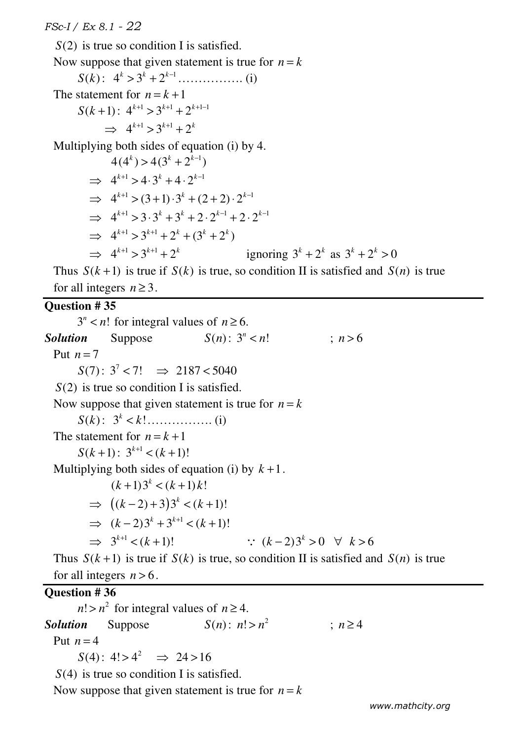$S(2)$ is true so condition I is satisfied.

Now suppose that given statement is true for $n = k$

$S(k)$: $4^k > 3^k + 2^{k-1}$ ……………. (i)

The statement for $n = k+1$

$S(k+1)$: $4^{k+1} > 3^{k+1} + 2^{k+1-1}$

$\Rightarrow\ 4^{k+1} > 3^{k+1} + 2^k$

Multiplying both sides of equation (i) by 4.

$$4(4^k) > 4(3^k + 2^{k-1})$$

$$\Rightarrow\ 4^{k+1} > 4\cdot 3^k + 4\cdot 2^{k-1}$$

$$\Rightarrow\ 4^{k+1} > (3+1)\cdot 3^k + (2+2)\cdot 2^{k-1}$$

$$\Rightarrow\ 4^{k+1} > 3\cdot 3^k + 3^k + 2\cdot 2^{k-1} + 2\cdot 2^{k-1}$$

$$\Rightarrow\ 4^{k+1} > 3^{k+1} + 2^k + (3^k + 2^k)$$

$$\Rightarrow\ 4^{k+1} > 3^{k+1} + 2^k \qquad \text{ignoring } 3^k + 2^k \text{ as } 3^k + 2^k > 0$$

Thus $S(k+1)$ is true if $S(k)$ is true, so condition II is satisfied and $S(n)$ is true for all integers $n \geq 3$.

---

**Question # 35**

$3^n < n!$ for integral values of $n \geq 6$.

***Solution*** Suppose $S(n)$: $3^n < n!$ ; $n > 6$

Put $n = 7$

$S(7)$: $3^7 < 7!$ $\Rightarrow$ $2187 < 5040$

$S(2)$ is true so condition I is satisfied.

Now suppose that given statement is true for $n = k$

$S(k)$: $3^k < k!$……………. (i)

The statement for $n = k+1$

$S(k+1)$: $3^{k+1} < (k+1)!$

Multiplying both sides of equation (i) by $k+1$.

$$(k+1)3^k < (k+1)k!$$

$$\Rightarrow\ \big((k-2)+3\big)3^k < (k+1)!$$

$$\Rightarrow\ (k-2)3^k + 3^{k+1} < (k+1)!$$

$$\Rightarrow\ 3^{k+1} < (k+1)! \qquad \because\ (k-2)3^k > 0\ \ \forall\ \ k > 6$$

Thus $S(k+1)$ is true if $S(k)$ is true, so condition II is satisfied and $S(n)$ is true for all integers $n > 6$.

---

**Question # 36**

$n! > n^2$ for integral values of $n \geq 4$.

***Solution*** Suppose $S(n)$: $n! > n^2$ ; $n \geq 4$

Put $n = 4$

$S(4)$: $4! > 4^2$ $\Rightarrow$ $24 > 16$

$S(4)$ is true so condition I is satisfied.

Now suppose that given statement is true for $n = k$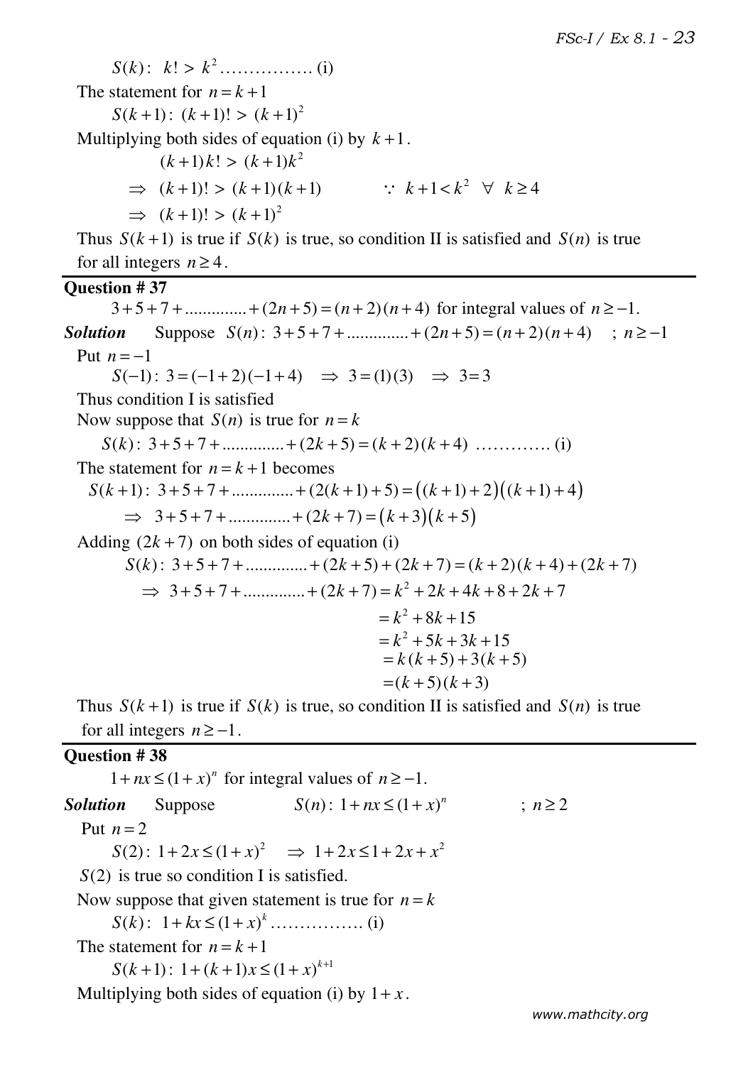$S(k): \; k! > k^2$ ……………. (i)

The statement for $n = k+1$

$S(k+1): \; (k+1)! > (k+1)^2$

Multiplying both sides of equation (i) by $k+1$.

$$(k+1)k! > (k+1)k^2$$

$$\Rightarrow \; (k+1)! > (k+1)(k+1) \qquad \because \; k+1 < k^2 \;\; \forall \;\; k \geq 4$$

$$\Rightarrow \; (k+1)! > (k+1)^2$$

Thus $S(k+1)$ is true if $S(k)$ is true, so condition II is satisfied and $S(n)$ is true for all integers $n \geq 4$.

---

**Question # 37**

$3+5+7+\ldots\ldots\ldots\ldots+(2n+5)=(n+2)(n+4)$ for integral values of $n \geq -1$.

***Solution*** Suppose $S(n): \; 3+5+7+\ldots\ldots\ldots\ldots+(2n+5)=(n+2)(n+4) \quad ; \; n \geq -1$

Put $n = -1$

$S(-1): \; 3 = (-1+2)(-1+4) \;\; \Rightarrow \; 3 = (1)(3) \;\; \Rightarrow \; 3 = 3$

Thus condition I is satisfied

Now suppose that $S(n)$ is true for $n = k$

$S(k): \; 3+5+7+\ldots\ldots\ldots\ldots+(2k+5)=(k+2)(k+4)$ …………. (i)

The statement for $n = k+1$ becomes

$$S(k+1): \; 3+5+7+\ldots\ldots\ldots\ldots+(2(k+1)+5)=\big((k+1)+2\big)\big((k+1)+4\big)$$

$$\Rightarrow \; 3+5+7+\ldots\ldots\ldots\ldots+(2k+7)=\big(k+3\big)\big(k+5\big)$$

Adding $(2k+7)$ on both sides of equation (i)

$$S(k): \; 3+5+7+\ldots\ldots\ldots\ldots+(2k+5)+(2k+7)=(k+2)(k+4)+(2k+7)$$

$$\Rightarrow \; 3+5+7+\ldots\ldots\ldots\ldots+(2k+7)=k^2+2k+4k+8+2k+7$$

$$= k^2+8k+15$$

$$= k^2+5k+3k+15$$

$$= k(k+5)+3(k+5)$$

$$= (k+5)(k+3)$$

Thus $S(k+1)$ is true if $S(k)$ is true, so condition II is satisfied and $S(n)$ is true for all integers $n \geq -1$.

---

**Question # 38**

$1+nx \leq (1+x)^n$ for integral values of $n \geq -1$.

***Solution*** Suppose $\qquad S(n): \; 1+nx \leq (1+x)^n \qquad ; \; n \geq 2$

Put $n = 2$

$S(2): \; 1+2x \leq (1+x)^2 \;\; \Rightarrow \; 1+2x \leq 1+2x+x^2$

$S(2)$ is true so condition I is satisfied.

Now suppose that given statement is true for $n = k$

$S(k): \; 1+kx \leq (1+x)^k$ ……………. (i)

The statement for $n = k+1$

$S(k+1): \; 1+(k+1)x \leq (1+x)^{k+1}$

Multiplying both sides of equation (i) by $1+x$.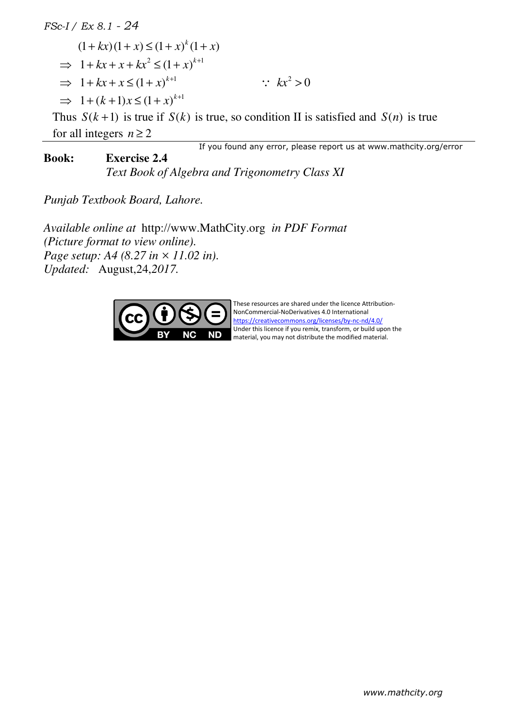$$(1+kx)(1+x) \le (1+x)^k(1+x)$$

$$\Rightarrow \; 1+kx+x+kx^2 \le (1+x)^{k+1}$$

$$\Rightarrow \; 1+kx+x \le (1+x)^{k+1} \qquad \because \; kx^2 > 0$$

$$\Rightarrow \; 1+(k+1)x \le (1+x)^{k+1}$$

Thus $S(k+1)$ is true if $S(k)$ is true, so condition II is satisfied and $S(n)$ is true for all integers $n \ge 2$

---

If you found any error, please report us at www.mathcity.org/error

**Book:** **Exercise 2.4**
*Text Book of Algebra and Trigonometry Class XI*

*Punjab Textbook Board, Lahore.*

*Available online at* http://www.MathCity.org *in PDF Format*
*(Picture format to view online).*
*Page setup: A4 (8.27 in × 11.02 in).*
*Updated:* August,24,*2017.*

These resources are shared under the licence Attribution-NonCommercial-NoDerivatives 4.0 International
https://creativecommons.org/licenses/by-nc-nd/4.0/
Under this licence if you remix, transform, or build upon the material, you may not distribute the modified material.